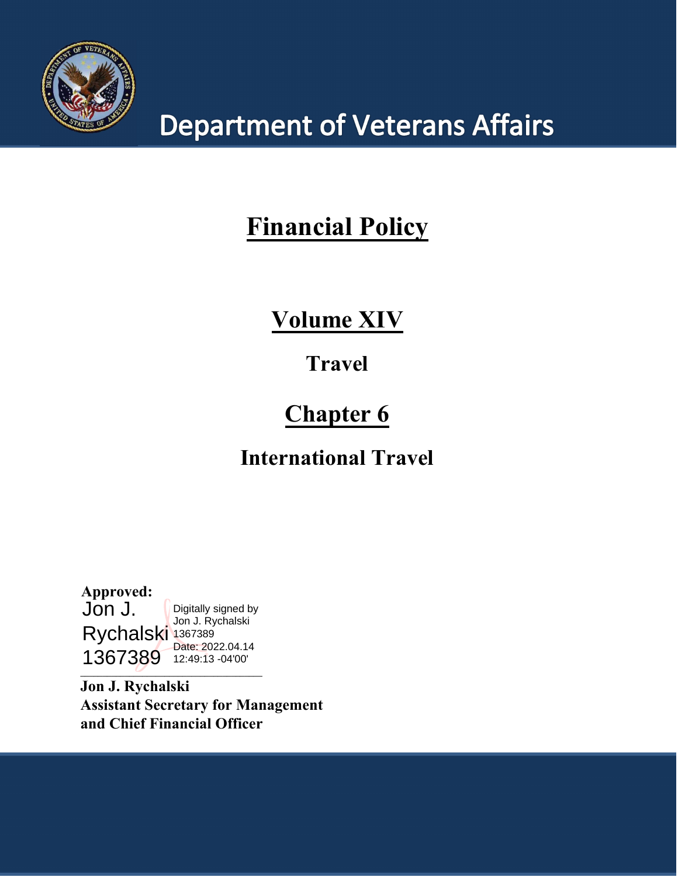# Department of Veterans Affairs

# Financial Policy

## Volume XIV

### Travel

## Chapter 6

### International Travel

**Approved:**

Jon J. Rychalski 1367389

Digitally signed by Jon J. Rychalski 1367389
Date: 2022.04.14 12:49:13 -04'00'

**Jon J. Rychalski**
**Assistant Secretary for Management and Chief Financial Officer**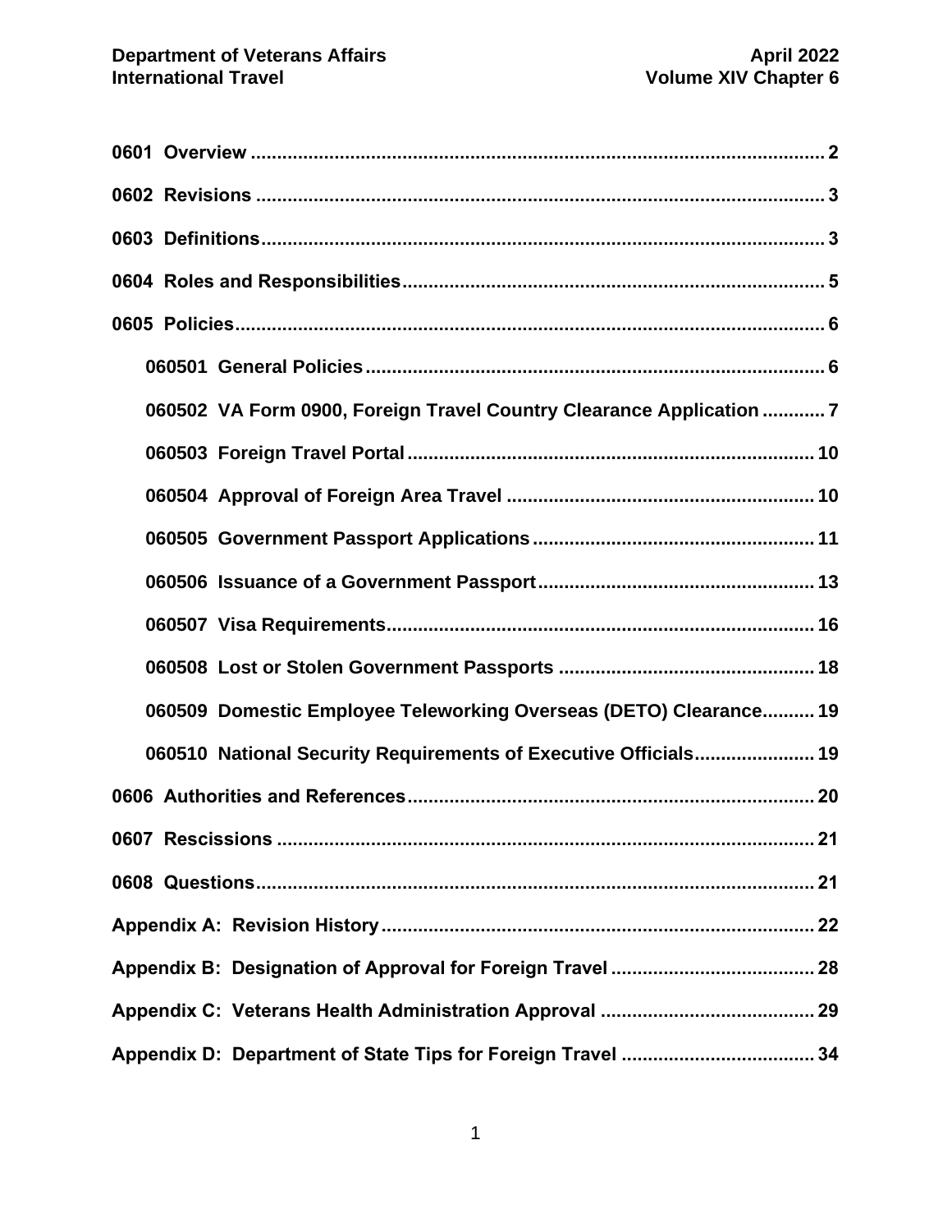0601 Overview ..... 2

0602 Revisions ..... 3

0603 Definitions ..... 3

0604 Roles and Responsibilities ..... 5

0605 Policies ..... 6

- 060501 General Policies ..... 6
- 060502 VA Form 0900, Foreign Travel Country Clearance Application ..... 7
- 060503 Foreign Travel Portal ..... 10
- 060504 Approval of Foreign Area Travel ..... 10
- 060505 Government Passport Applications ..... 11
- 060506 Issuance of a Government Passport ..... 13
- 060507 Visa Requirements ..... 16
- 060508 Lost or Stolen Government Passports ..... 18
- 060509 Domestic Employee Teleworking Overseas (DETO) Clearance ..... 19
- 060510 National Security Requirements of Executive Officials ..... 19

0606 Authorities and References ..... 20

0607 Rescissions ..... 21

0608 Questions ..... 21

Appendix A: Revision History ..... 22

Appendix B: Designation of Approval for Foreign Travel ..... 28

Appendix C: Veterans Health Administration Approval ..... 29

Appendix D: Department of State Tips for Foreign Travel ..... 34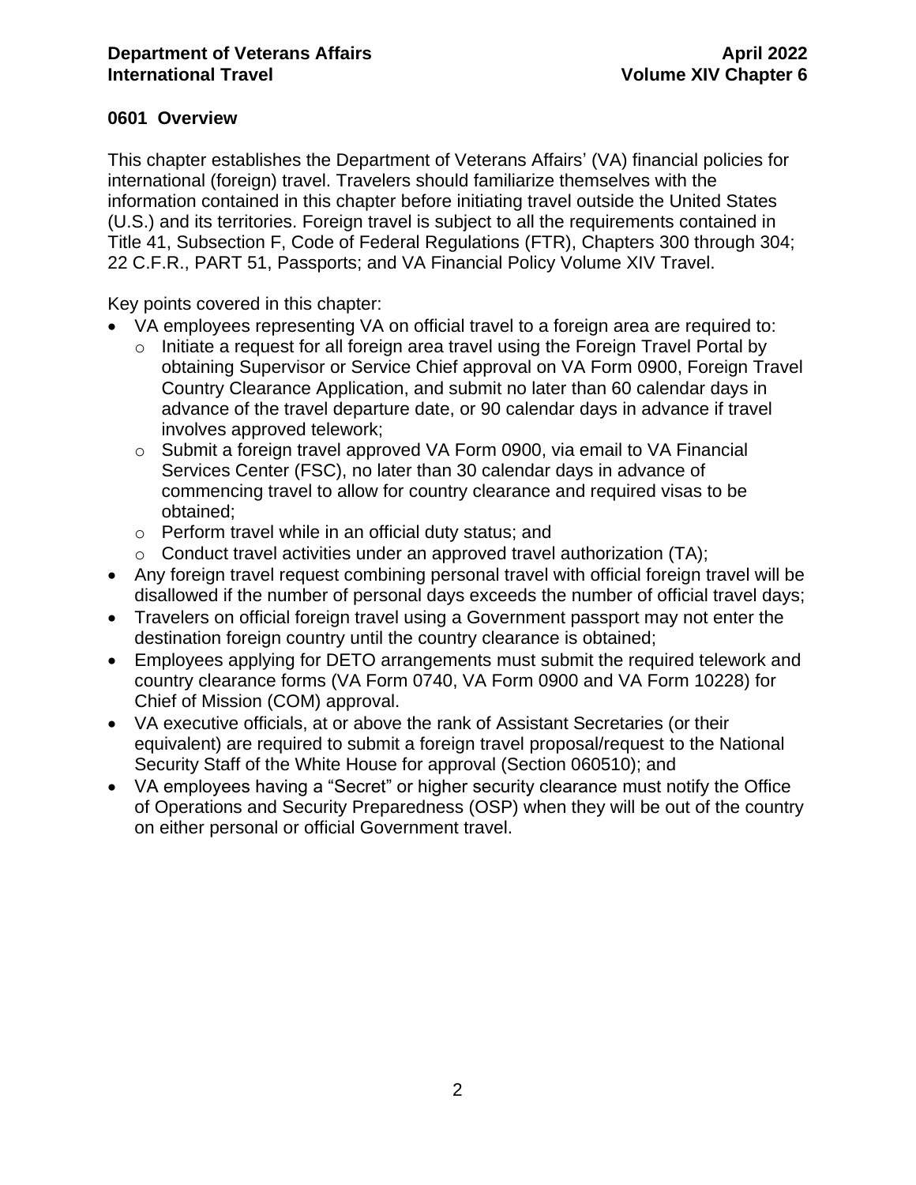## 0601 Overview

This chapter establishes the Department of Veterans Affairs' (VA) financial policies for international (foreign) travel. Travelers should familiarize themselves with the information contained in this chapter before initiating travel outside the United States (U.S.) and its territories. Foreign travel is subject to all the requirements contained in Title 41, Subsection F, Code of Federal Regulations (FTR), Chapters 300 through 304; 22 C.F.R., PART 51, Passports; and VA Financial Policy Volume XIV Travel.

Key points covered in this chapter:

- VA employees representing VA on official travel to a foreign area are required to:
  - Initiate a request for all foreign area travel using the Foreign Travel Portal by obtaining Supervisor or Service Chief approval on VA Form 0900, Foreign Travel Country Clearance Application, and submit no later than 60 calendar days in advance of the travel departure date, or 90 calendar days in advance if travel involves approved telework;
  - Submit a foreign travel approved VA Form 0900, via email to VA Financial Services Center (FSC), no later than 30 calendar days in advance of commencing travel to allow for country clearance and required visas to be obtained;
  - Perform travel while in an official duty status; and
  - Conduct travel activities under an approved travel authorization (TA);
- Any foreign travel request combining personal travel with official foreign travel will be disallowed if the number of personal days exceeds the number of official travel days;
- Travelers on official foreign travel using a Government passport may not enter the destination foreign country until the country clearance is obtained;
- Employees applying for DETO arrangements must submit the required telework and country clearance forms (VA Form 0740, VA Form 0900 and VA Form 10228) for Chief of Mission (COM) approval.
- VA executive officials, at or above the rank of Assistant Secretaries (or their equivalent) are required to submit a foreign travel proposal/request to the National Security Staff of the White House for approval (Section 060510); and
- VA employees having a "Secret" or higher security clearance must notify the Office of Operations and Security Preparedness (OSP) when they will be out of the country on either personal or official Government travel.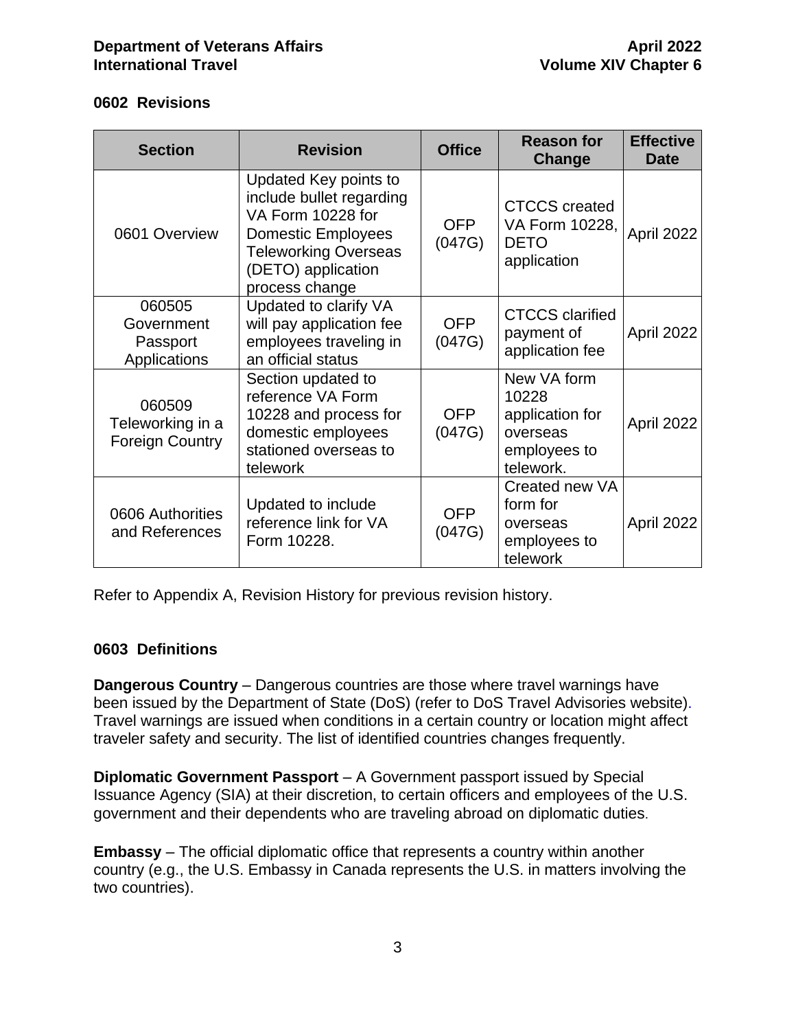## 0602 Revisions

| Section | Revision | Office | Reason for Change | Effective Date |
|---|---|---|---|---|
| 0601 Overview | Updated Key points to include bullet regarding VA Form 10228 for Domestic Employees Teleworking Overseas (DETO) application process change | OFP (047G) | CTCCS created VA Form 10228, DETO application | April 2022 |
| 060505 Government Passport Applications | Updated to clarify VA will pay application fee employees traveling in an official status | OFP (047G) | CTCCS clarified payment of application fee | April 2022 |
| 060509 Teleworking in a Foreign Country | Section updated to reference VA Form 10228 and process for domestic employees stationed overseas to telework | OFP (047G) | New VA form 10228 application for overseas employees to telework. | April 2022 |
| 0606 Authorities and References | Updated to include reference link for VA Form 10228. | OFP (047G) | Created new VA form for overseas employees to telework | April 2022 |

Refer to Appendix A, Revision History for previous revision history.

## 0603 Definitions

**Dangerous Country** – Dangerous countries are those where travel warnings have been issued by the Department of State (DoS) (refer to DoS Travel Advisories website). Travel warnings are issued when conditions in a certain country or location might affect traveler safety and security. The list of identified countries changes frequently.

**Diplomatic Government Passport** – A Government passport issued by Special Issuance Agency (SIA) at their discretion, to certain officers and employees of the U.S. government and their dependents who are traveling abroad on diplomatic duties.

**Embassy** – The official diplomatic office that represents a country within another country (e.g., the U.S. Embassy in Canada represents the U.S. in matters involving the two countries).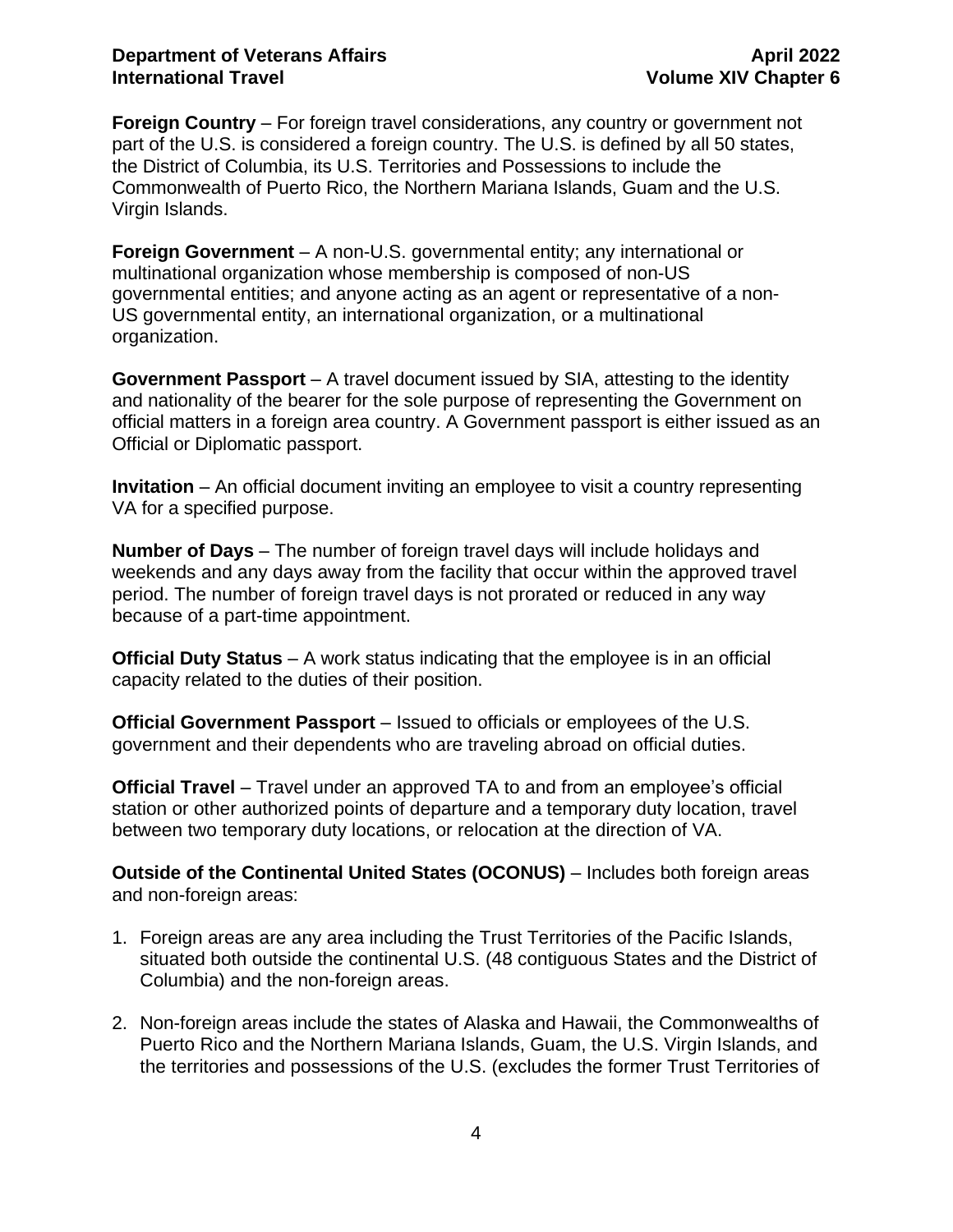**Foreign Country** – For foreign travel considerations, any country or government not part of the U.S. is considered a foreign country. The U.S. is defined by all 50 states, the District of Columbia, its U.S. Territories and Possessions to include the Commonwealth of Puerto Rico, the Northern Mariana Islands, Guam and the U.S. Virgin Islands.

**Foreign Government** – A non-U.S. governmental entity; any international or multinational organization whose membership is composed of non-US governmental entities; and anyone acting as an agent or representative of a non-US governmental entity, an international organization, or a multinational organization.

**Government Passport** – A travel document issued by SIA, attesting to the identity and nationality of the bearer for the sole purpose of representing the Government on official matters in a foreign area country. A Government passport is either issued as an Official or Diplomatic passport.

**Invitation** – An official document inviting an employee to visit a country representing VA for a specified purpose.

**Number of Days** – The number of foreign travel days will include holidays and weekends and any days away from the facility that occur within the approved travel period. The number of foreign travel days is not prorated or reduced in any way because of a part-time appointment.

**Official Duty Status** – A work status indicating that the employee is in an official capacity related to the duties of their position.

**Official Government Passport** – Issued to officials or employees of the U.S. government and their dependents who are traveling abroad on official duties.

**Official Travel** – Travel under an approved TA to and from an employee's official station or other authorized points of departure and a temporary duty location, travel between two temporary duty locations, or relocation at the direction of VA.

**Outside of the Continental United States (OCONUS)** – Includes both foreign areas and non-foreign areas:

1. Foreign areas are any area including the Trust Territories of the Pacific Islands, situated both outside the continental U.S. (48 contiguous States and the District of Columbia) and the non-foreign areas.

2. Non-foreign areas include the states of Alaska and Hawaii, the Commonwealths of Puerto Rico and the Northern Mariana Islands, Guam, the U.S. Virgin Islands, and the territories and possessions of the U.S. (excludes the former Trust Territories of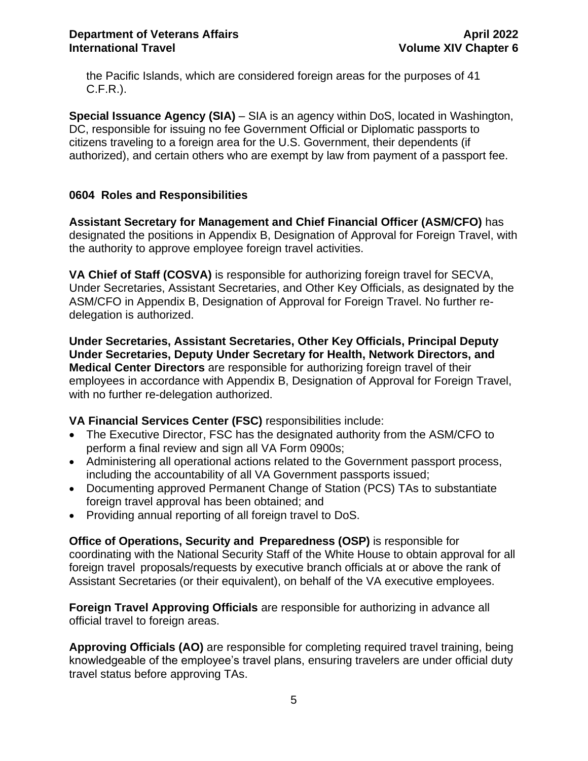the Pacific Islands, which are considered foreign areas for the purposes of 41 C.F.R.).

**Special Issuance Agency (SIA)** – SIA is an agency within DoS, located in Washington, DC, responsible for issuing no fee Government Official or Diplomatic passports to citizens traveling to a foreign area for the U.S. Government, their dependents (if authorized), and certain others who are exempt by law from payment of a passport fee.

## 0604 Roles and Responsibilities

**Assistant Secretary for Management and Chief Financial Officer (ASM/CFO)** has designated the positions in Appendix B, Designation of Approval for Foreign Travel, with the authority to approve employee foreign travel activities.

**VA Chief of Staff (COSVA)** is responsible for authorizing foreign travel for SECVA, Under Secretaries, Assistant Secretaries, and Other Key Officials, as designated by the ASM/CFO in Appendix B, Designation of Approval for Foreign Travel. No further re-delegation is authorized.

**Under Secretaries, Assistant Secretaries, Other Key Officials, Principal Deputy Under Secretaries, Deputy Under Secretary for Health, Network Directors, and Medical Center Directors** are responsible for authorizing foreign travel of their employees in accordance with Appendix B, Designation of Approval for Foreign Travel, with no further re-delegation authorized.

**VA Financial Services Center (FSC)** responsibilities include:

- The Executive Director, FSC has the designated authority from the ASM/CFO to perform a final review and sign all VA Form 0900s;
- Administering all operational actions related to the Government passport process, including the accountability of all VA Government passports issued;
- Documenting approved Permanent Change of Station (PCS) TAs to substantiate foreign travel approval has been obtained; and
- Providing annual reporting of all foreign travel to DoS.

**Office of Operations, Security and Preparedness (OSP)** is responsible for coordinating with the National Security Staff of the White House to obtain approval for all foreign travel proposals/requests by executive branch officials at or above the rank of Assistant Secretaries (or their equivalent), on behalf of the VA executive employees.

**Foreign Travel Approving Officials** are responsible for authorizing in advance all official travel to foreign areas.

**Approving Officials (AO)** are responsible for completing required travel training, being knowledgeable of the employee's travel plans, ensuring travelers are under official duty travel status before approving TAs.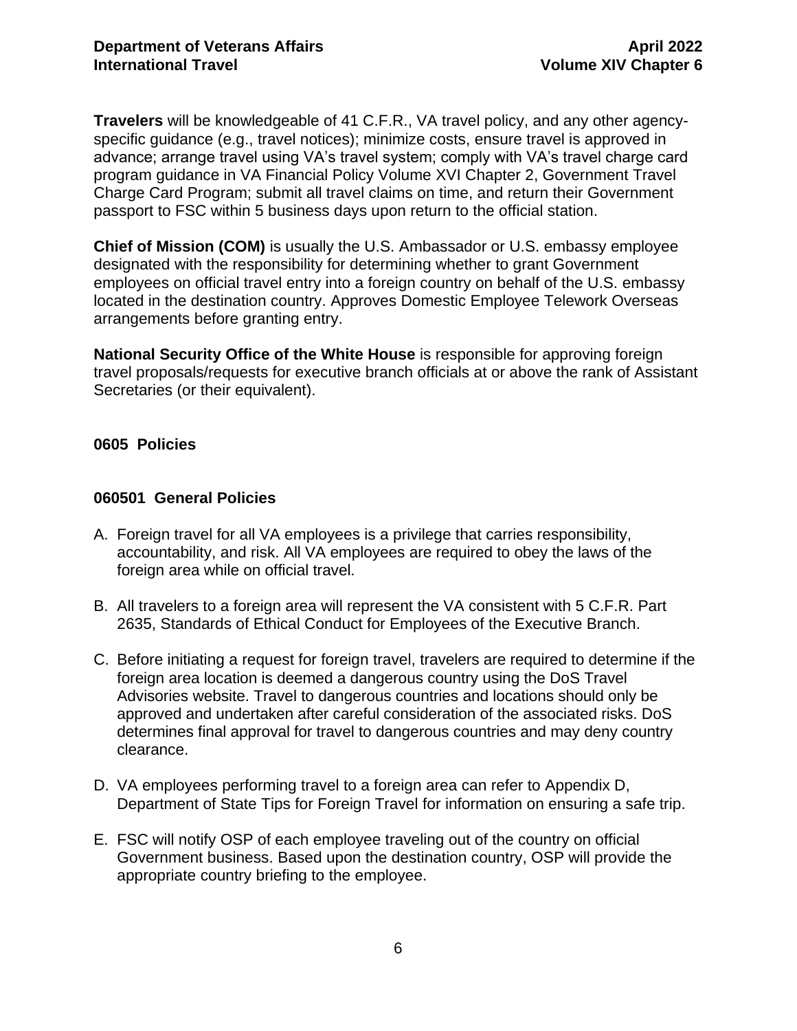**Travelers** will be knowledgeable of 41 C.F.R., VA travel policy, and any other agency-specific guidance (e.g., travel notices); minimize costs, ensure travel is approved in advance; arrange travel using VA's travel system; comply with VA's travel charge card program guidance in VA Financial Policy Volume XVI Chapter 2, Government Travel Charge Card Program; submit all travel claims on time, and return their Government passport to FSC within 5 business days upon return to the official station.

**Chief of Mission (COM)** is usually the U.S. Ambassador or U.S. embassy employee designated with the responsibility for determining whether to grant Government employees on official travel entry into a foreign country on behalf of the U.S. embassy located in the destination country. Approves Domestic Employee Telework Overseas arrangements before granting entry.

**National Security Office of the White House** is responsible for approving foreign travel proposals/requests for executive branch officials at or above the rank of Assistant Secretaries (or their equivalent).

## 0605 Policies

### 060501 General Policies

A. Foreign travel for all VA employees is a privilege that carries responsibility, accountability, and risk. All VA employees are required to obey the laws of the foreign area while on official travel.

B. All travelers to a foreign area will represent the VA consistent with 5 C.F.R. Part 2635, Standards of Ethical Conduct for Employees of the Executive Branch.

C. Before initiating a request for foreign travel, travelers are required to determine if the foreign area location is deemed a dangerous country using the DoS Travel Advisories website. Travel to dangerous countries and locations should only be approved and undertaken after careful consideration of the associated risks. DoS determines final approval for travel to dangerous countries and may deny country clearance.

D. VA employees performing travel to a foreign area can refer to Appendix D, Department of State Tips for Foreign Travel for information on ensuring a safe trip.

E. FSC will notify OSP of each employee traveling out of the country on official Government business. Based upon the destination country, OSP will provide the appropriate country briefing to the employee.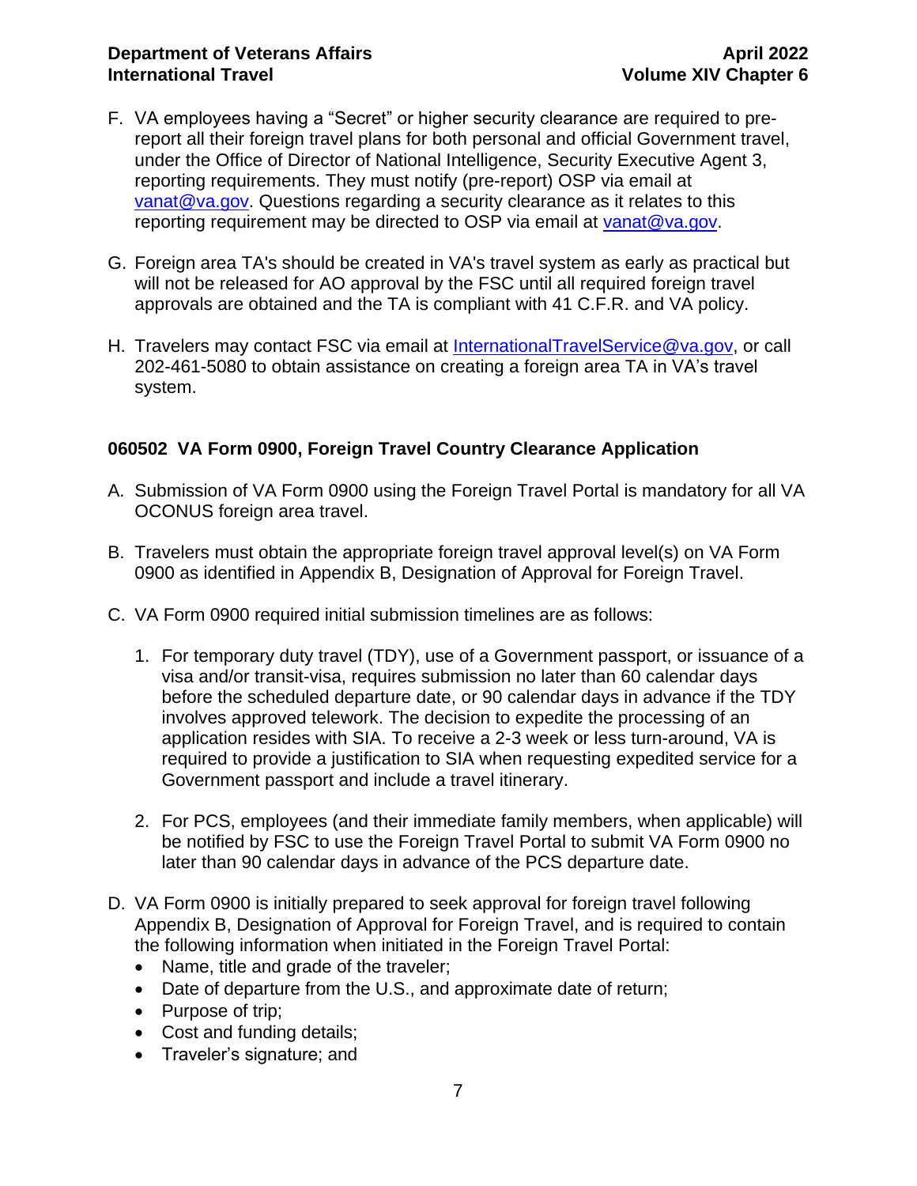F. VA employees having a “Secret” or higher security clearance are required to pre-report all their foreign travel plans for both personal and official Government travel, under the Office of Director of National Intelligence, Security Executive Agent 3, reporting requirements. They must notify (pre-report) OSP via email at vanat@va.gov. Questions regarding a security clearance as it relates to this reporting requirement may be directed to OSP via email at vanat@va.gov.

G. Foreign area TA's should be created in VA's travel system as early as practical but will not be released for AO approval by the FSC until all required foreign travel approvals are obtained and the TA is compliant with 41 C.F.R. and VA policy.

H. Travelers may contact FSC via email at InternationalTravelService@va.gov, or call 202-461-5080 to obtain assistance on creating a foreign area TA in VA’s travel system.

### 060502 VA Form 0900, Foreign Travel Country Clearance Application

A. Submission of VA Form 0900 using the Foreign Travel Portal is mandatory for all VA OCONUS foreign area travel.

B. Travelers must obtain the appropriate foreign travel approval level(s) on VA Form 0900 as identified in Appendix B, Designation of Approval for Foreign Travel.

C. VA Form 0900 required initial submission timelines are as follows:

   1. For temporary duty travel (TDY), use of a Government passport, or issuance of a visa and/or transit-visa, requires submission no later than 60 calendar days before the scheduled departure date, or 90 calendar days in advance if the TDY involves approved telework. The decision to expedite the processing of an application resides with SIA. To receive a 2-3 week or less turn-around, VA is required to provide a justification to SIA when requesting expedited service for a Government passport and include a travel itinerary.

   2. For PCS, employees (and their immediate family members, when applicable) will be notified by FSC to use the Foreign Travel Portal to submit VA Form 0900 no later than 90 calendar days in advance of the PCS departure date.

D. VA Form 0900 is initially prepared to seek approval for foreign travel following Appendix B, Designation of Approval for Foreign Travel, and is required to contain the following information when initiated in the Foreign Travel Portal:
   - Name, title and grade of the traveler;
   - Date of departure from the U.S., and approximate date of return;
   - Purpose of trip;
   - Cost and funding details;
   - Traveler’s signature; and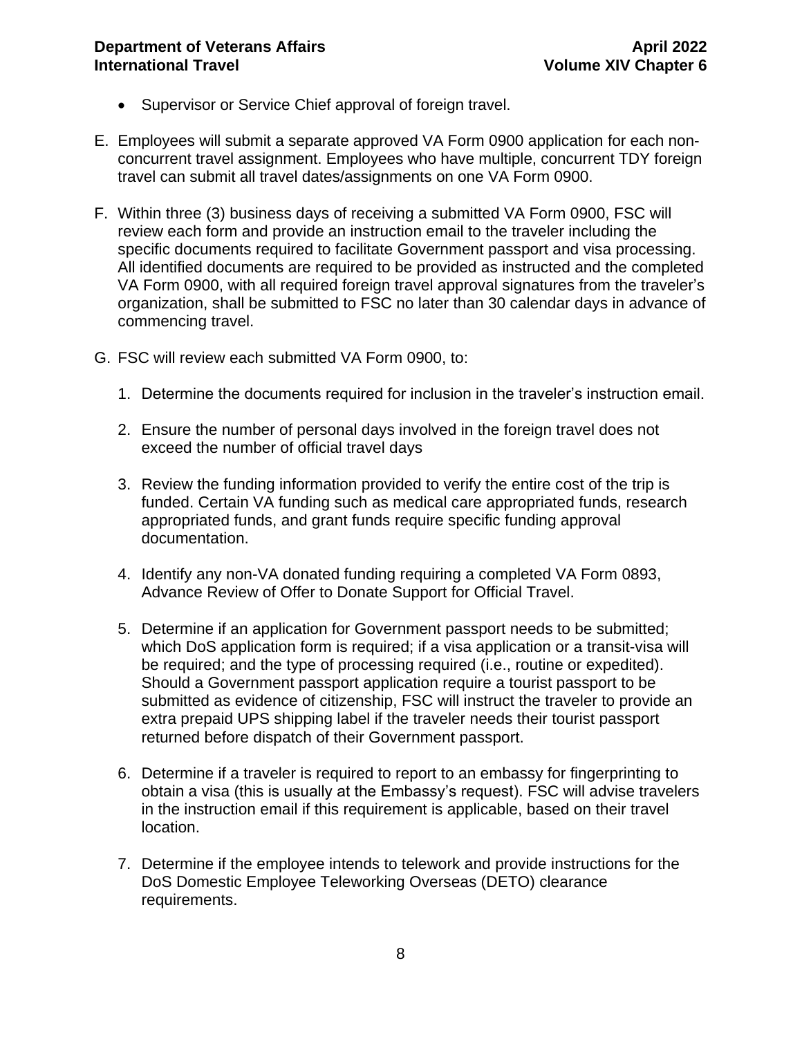- Supervisor or Service Chief approval of foreign travel.

E. Employees will submit a separate approved VA Form 0900 application for each non-concurrent travel assignment. Employees who have multiple, concurrent TDY foreign travel can submit all travel dates/assignments on one VA Form 0900.

F. Within three (3) business days of receiving a submitted VA Form 0900, FSC will review each form and provide an instruction email to the traveler including the specific documents required to facilitate Government passport and visa processing. All identified documents are required to be provided as instructed and the completed VA Form 0900, with all required foreign travel approval signatures from the traveler's organization, shall be submitted to FSC no later than 30 calendar days in advance of commencing travel.

G. FSC will review each submitted VA Form 0900, to:

1. Determine the documents required for inclusion in the traveler's instruction email.

2. Ensure the number of personal days involved in the foreign travel does not exceed the number of official travel days

3. Review the funding information provided to verify the entire cost of the trip is funded. Certain VA funding such as medical care appropriated funds, research appropriated funds, and grant funds require specific funding approval documentation.

4. Identify any non-VA donated funding requiring a completed VA Form 0893, Advance Review of Offer to Donate Support for Official Travel.

5. Determine if an application for Government passport needs to be submitted; which DoS application form is required; if a visa application or a transit-visa will be required; and the type of processing required (i.e., routine or expedited). Should a Government passport application require a tourist passport to be submitted as evidence of citizenship, FSC will instruct the traveler to provide an extra prepaid UPS shipping label if the traveler needs their tourist passport returned before dispatch of their Government passport.

6. Determine if a traveler is required to report to an embassy for fingerprinting to obtain a visa (this is usually at the Embassy's request). FSC will advise travelers in the instruction email if this requirement is applicable, based on their travel location.

7. Determine if the employee intends to telework and provide instructions for the DoS Domestic Employee Teleworking Overseas (DETO) clearance requirements.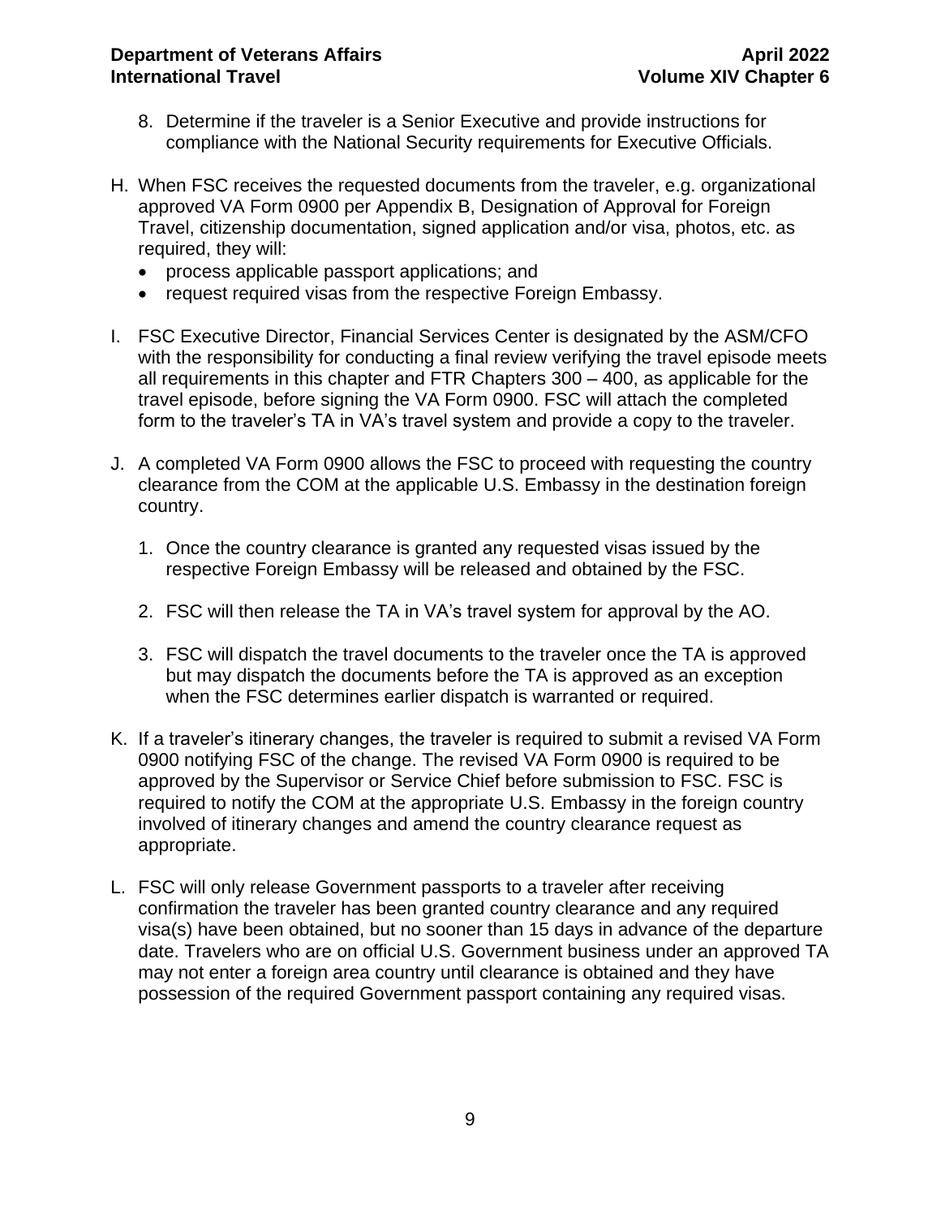8. Determine if the traveler is a Senior Executive and provide instructions for compliance with the National Security requirements for Executive Officials.

H. When FSC receives the requested documents from the traveler, e.g. organizational approved VA Form 0900 per Appendix B, Designation of Approval for Foreign Travel, citizenship documentation, signed application and/or visa, photos, etc. as required, they will:
   - process applicable passport applications; and
   - request required visas from the respective Foreign Embassy.

I. FSC Executive Director, Financial Services Center is designated by the ASM/CFO with the responsibility for conducting a final review verifying the travel episode meets all requirements in this chapter and FTR Chapters 300 – 400, as applicable for the travel episode, before signing the VA Form 0900. FSC will attach the completed form to the traveler's TA in VA's travel system and provide a copy to the traveler.

J. A completed VA Form 0900 allows the FSC to proceed with requesting the country clearance from the COM at the applicable U.S. Embassy in the destination foreign country.

   1. Once the country clearance is granted any requested visas issued by the respective Foreign Embassy will be released and obtained by the FSC.

   2. FSC will then release the TA in VA's travel system for approval by the AO.

   3. FSC will dispatch the travel documents to the traveler once the TA is approved but may dispatch the documents before the TA is approved as an exception when the FSC determines earlier dispatch is warranted or required.

K. If a traveler's itinerary changes, the traveler is required to submit a revised VA Form 0900 notifying FSC of the change. The revised VA Form 0900 is required to be approved by the Supervisor or Service Chief before submission to FSC. FSC is required to notify the COM at the appropriate U.S. Embassy in the foreign country involved of itinerary changes and amend the country clearance request as appropriate.

L. FSC will only release Government passports to a traveler after receiving confirmation the traveler has been granted country clearance and any required visa(s) have been obtained, but no sooner than 15 days in advance of the departure date. Travelers who are on official U.S. Government business under an approved TA may not enter a foreign area country until clearance is obtained and they have possession of the required Government passport containing any required visas.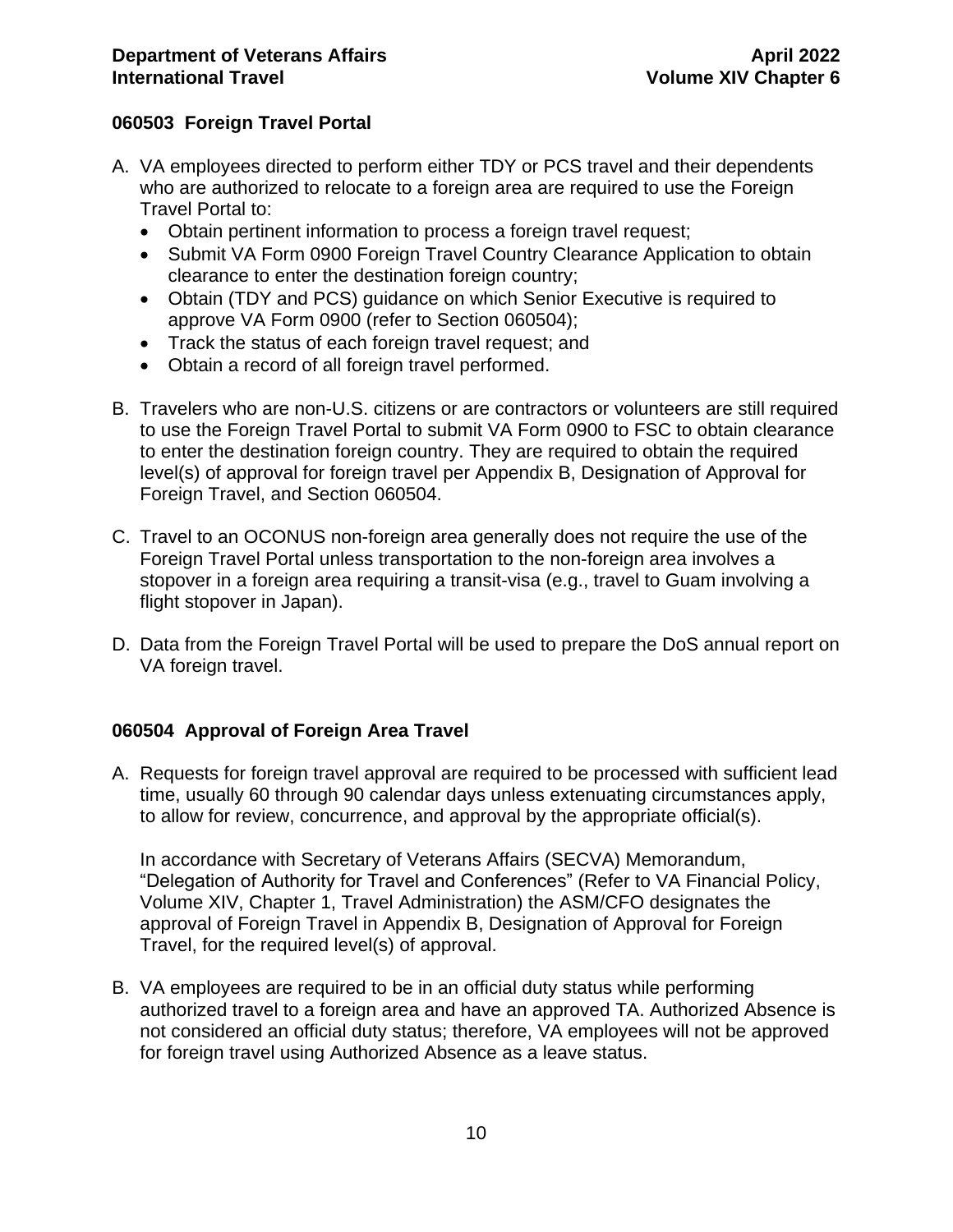### 060503 Foreign Travel Portal

A. VA employees directed to perform either TDY or PCS travel and their dependents who are authorized to relocate to a foreign area are required to use the Foreign Travel Portal to:
   - Obtain pertinent information to process a foreign travel request;
   - Submit VA Form 0900 Foreign Travel Country Clearance Application to obtain clearance to enter the destination foreign country;
   - Obtain (TDY and PCS) guidance on which Senior Executive is required to approve VA Form 0900 (refer to Section 060504);
   - Track the status of each foreign travel request; and
   - Obtain a record of all foreign travel performed.

B. Travelers who are non-U.S. citizens or are contractors or volunteers are still required to use the Foreign Travel Portal to submit VA Form 0900 to FSC to obtain clearance to enter the destination foreign country. They are required to obtain the required level(s) of approval for foreign travel per Appendix B, Designation of Approval for Foreign Travel, and Section 060504.

C. Travel to an OCONUS non-foreign area generally does not require the use of the Foreign Travel Portal unless transportation to the non-foreign area involves a stopover in a foreign area requiring a transit-visa (e.g., travel to Guam involving a flight stopover in Japan).

D. Data from the Foreign Travel Portal will be used to prepare the DoS annual report on VA foreign travel.

### 060504 Approval of Foreign Area Travel

A. Requests for foreign travel approval are required to be processed with sufficient lead time, usually 60 through 90 calendar days unless extenuating circumstances apply, to allow for review, concurrence, and approval by the appropriate official(s).

   In accordance with Secretary of Veterans Affairs (SECVA) Memorandum, "Delegation of Authority for Travel and Conferences" (Refer to VA Financial Policy, Volume XIV, Chapter 1, Travel Administration) the ASM/CFO designates the approval of Foreign Travel in Appendix B, Designation of Approval for Foreign Travel, for the required level(s) of approval.

B. VA employees are required to be in an official duty status while performing authorized travel to a foreign area and have an approved TA. Authorized Absence is not considered an official duty status; therefore, VA employees will not be approved for foreign travel using Authorized Absence as a leave status.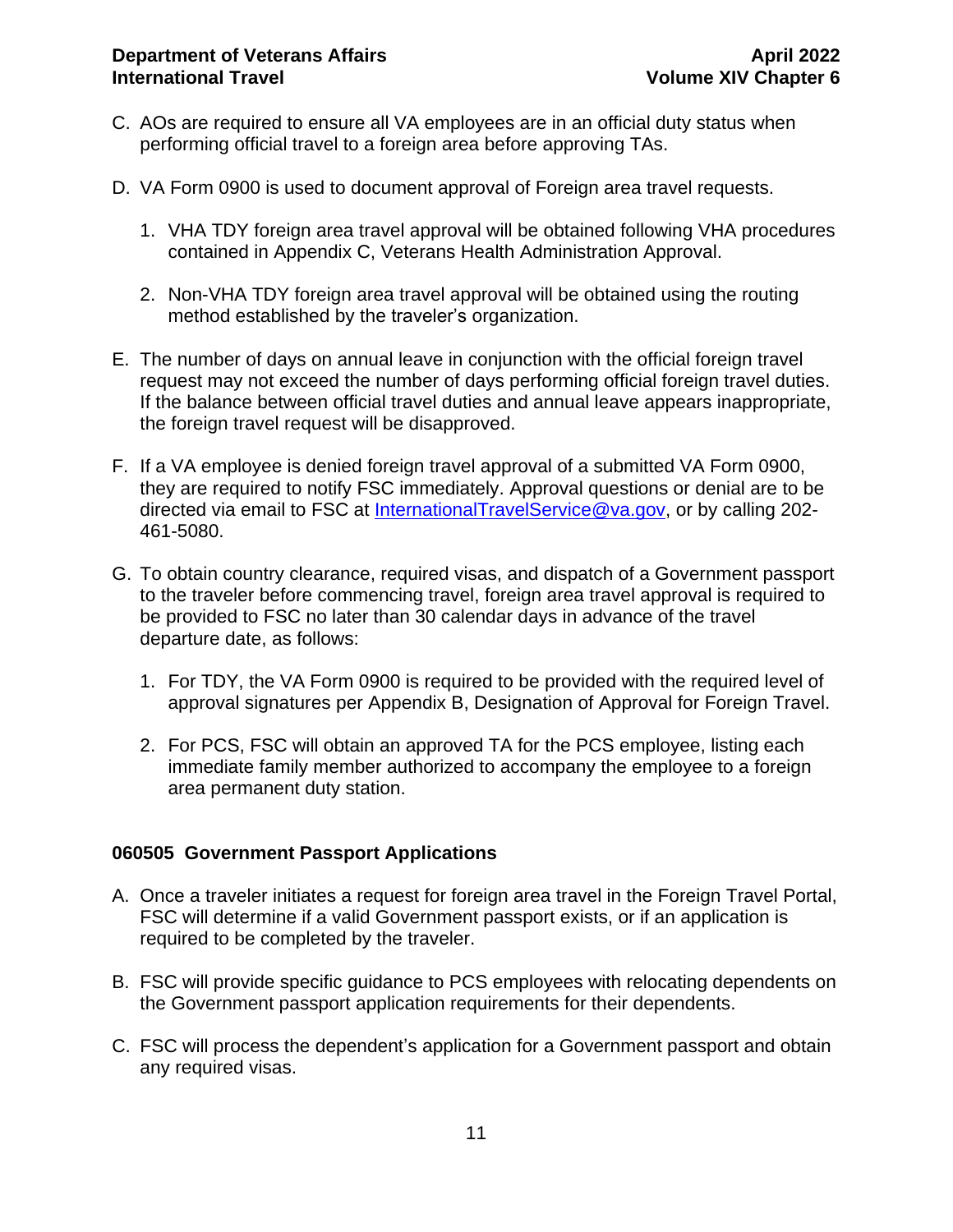C. AOs are required to ensure all VA employees are in an official duty status when performing official travel to a foreign area before approving TAs.

D. VA Form 0900 is used to document approval of Foreign area travel requests.

   1. VHA TDY foreign area travel approval will be obtained following VHA procedures contained in Appendix C, Veterans Health Administration Approval.

   2. Non-VHA TDY foreign area travel approval will be obtained using the routing method established by the traveler's organization.

E. The number of days on annual leave in conjunction with the official foreign travel request may not exceed the number of days performing official foreign travel duties. If the balance between official travel duties and annual leave appears inappropriate, the foreign travel request will be disapproved.

F. If a VA employee is denied foreign travel approval of a submitted VA Form 0900, they are required to notify FSC immediately. Approval questions or denial are to be directed via email to FSC at InternationalTravelService@va.gov, or by calling 202-461-5080.

G. To obtain country clearance, required visas, and dispatch of a Government passport to the traveler before commencing travel, foreign area travel approval is required to be provided to FSC no later than 30 calendar days in advance of the travel departure date, as follows:

   1. For TDY, the VA Form 0900 is required to be provided with the required level of approval signatures per Appendix B, Designation of Approval for Foreign Travel.

   2. For PCS, FSC will obtain an approved TA for the PCS employee, listing each immediate family member authorized to accompany the employee to a foreign area permanent duty station.

### 060505 Government Passport Applications

A. Once a traveler initiates a request for foreign area travel in the Foreign Travel Portal, FSC will determine if a valid Government passport exists, or if an application is required to be completed by the traveler.

B. FSC will provide specific guidance to PCS employees with relocating dependents on the Government passport application requirements for their dependents.

C. FSC will process the dependent's application for a Government passport and obtain any required visas.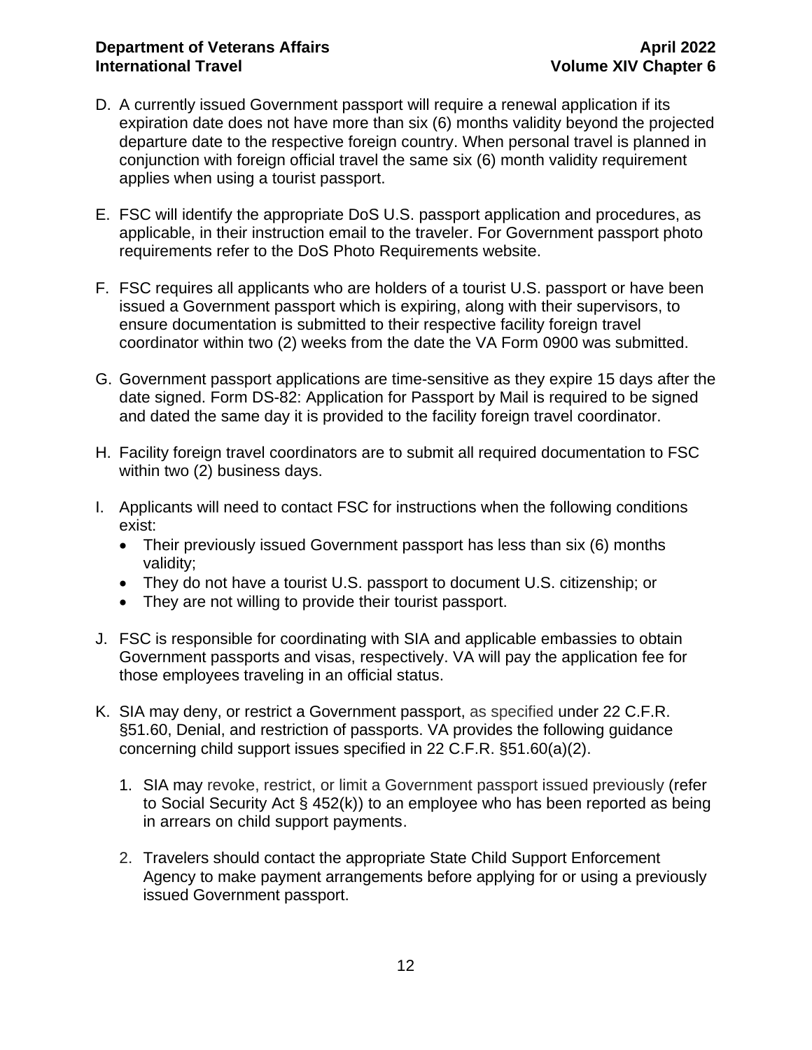D. A currently issued Government passport will require a renewal application if its expiration date does not have more than six (6) months validity beyond the projected departure date to the respective foreign country. When personal travel is planned in conjunction with foreign official travel the same six (6) month validity requirement applies when using a tourist passport.

E. FSC will identify the appropriate DoS U.S. passport application and procedures, as applicable, in their instruction email to the traveler. For Government passport photo requirements refer to the DoS Photo Requirements website.

F. FSC requires all applicants who are holders of a tourist U.S. passport or have been issued a Government passport which is expiring, along with their supervisors, to ensure documentation is submitted to their respective facility foreign travel coordinator within two (2) weeks from the date the VA Form 0900 was submitted.

G. Government passport applications are time-sensitive as they expire 15 days after the date signed. Form DS-82: Application for Passport by Mail is required to be signed and dated the same day it is provided to the facility foreign travel coordinator.

H. Facility foreign travel coordinators are to submit all required documentation to FSC within two (2) business days.

I. Applicants will need to contact FSC for instructions when the following conditions exist:
   - Their previously issued Government passport has less than six (6) months validity;
   - They do not have a tourist U.S. passport to document U.S. citizenship; or
   - They are not willing to provide their tourist passport.

J. FSC is responsible for coordinating with SIA and applicable embassies to obtain Government passports and visas, respectively. VA will pay the application fee for those employees traveling in an official status.

K. SIA may deny, or restrict a Government passport, as specified under 22 C.F.R. §51.60, Denial, and restriction of passports. VA provides the following guidance concerning child support issues specified in 22 C.F.R. §51.60(a)(2).

   1. SIA may revoke, restrict, or limit a Government passport issued previously (refer to Social Security Act § 452(k)) to an employee who has been reported as being in arrears on child support payments.

   2. Travelers should contact the appropriate State Child Support Enforcement Agency to make payment arrangements before applying for or using a previously issued Government passport.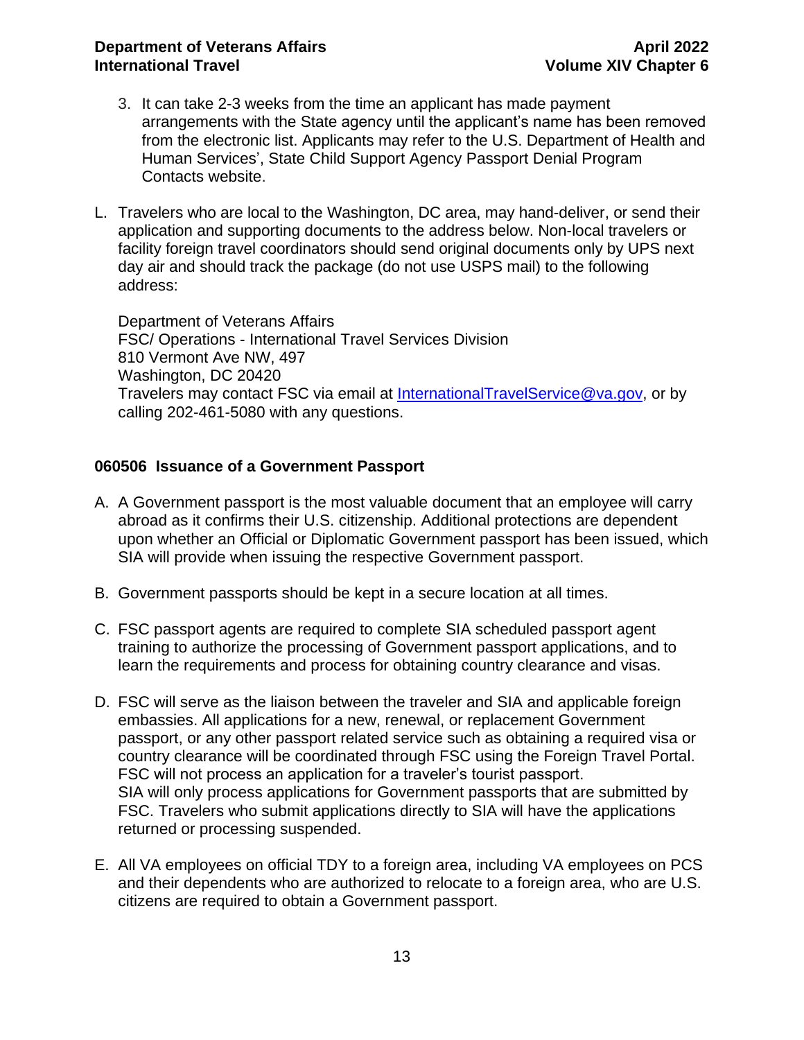3. It can take 2-3 weeks from the time an applicant has made payment arrangements with the State agency until the applicant's name has been removed from the electronic list. Applicants may refer to the U.S. Department of Health and Human Services', State Child Support Agency Passport Denial Program Contacts website.

L. Travelers who are local to the Washington, DC area, may hand-deliver, or send their application and supporting documents to the address below. Non-local travelers or facility foreign travel coordinators should send original documents only by UPS next day air and should track the package (do not use USPS mail) to the following address:

   Department of Veterans Affairs
   FSC/ Operations - International Travel Services Division
   810 Vermont Ave NW, 497
   Washington, DC 20420
   Travelers may contact FSC via email at InternationalTravelService@va.gov, or by calling 202-461-5080 with any questions.

### 060506 Issuance of a Government Passport

A. A Government passport is the most valuable document that an employee will carry abroad as it confirms their U.S. citizenship. Additional protections are dependent upon whether an Official or Diplomatic Government passport has been issued, which SIA will provide when issuing the respective Government passport.

B. Government passports should be kept in a secure location at all times.

C. FSC passport agents are required to complete SIA scheduled passport agent training to authorize the processing of Government passport applications, and to learn the requirements and process for obtaining country clearance and visas.

D. FSC will serve as the liaison between the traveler and SIA and applicable foreign embassies. All applications for a new, renewal, or replacement Government passport, or any other passport related service such as obtaining a required visa or country clearance will be coordinated through FSC using the Foreign Travel Portal. FSC will not process an application for a traveler's tourist passport.
   SIA will only process applications for Government passports that are submitted by FSC. Travelers who submit applications directly to SIA will have the applications returned or processing suspended.

E. All VA employees on official TDY to a foreign area, including VA employees on PCS and their dependents who are authorized to relocate to a foreign area, who are U.S. citizens are required to obtain a Government passport.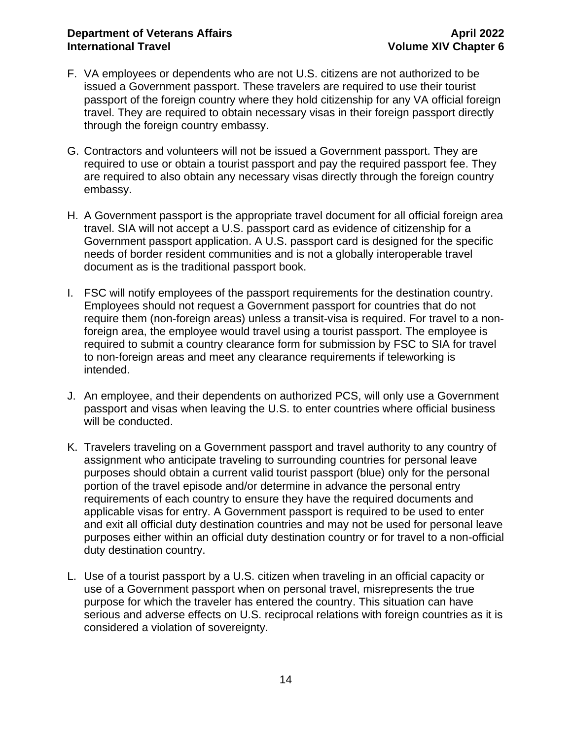F. VA employees or dependents who are not U.S. citizens are not authorized to be issued a Government passport. These travelers are required to use their tourist passport of the foreign country where they hold citizenship for any VA official foreign travel. They are required to obtain necessary visas in their foreign passport directly through the foreign country embassy.

G. Contractors and volunteers will not be issued a Government passport. They are required to use or obtain a tourist passport and pay the required passport fee. They are required to also obtain any necessary visas directly through the foreign country embassy.

H. A Government passport is the appropriate travel document for all official foreign area travel. SIA will not accept a U.S. passport card as evidence of citizenship for a Government passport application. A U.S. passport card is designed for the specific needs of border resident communities and is not a globally interoperable travel document as is the traditional passport book.

I. FSC will notify employees of the passport requirements for the destination country. Employees should not request a Government passport for countries that do not require them (non-foreign areas) unless a transit-visa is required. For travel to a non-foreign area, the employee would travel using a tourist passport. The employee is required to submit a country clearance form for submission by FSC to SIA for travel to non-foreign areas and meet any clearance requirements if teleworking is intended.

J. An employee, and their dependents on authorized PCS, will only use a Government passport and visas when leaving the U.S. to enter countries where official business will be conducted.

K. Travelers traveling on a Government passport and travel authority to any country of assignment who anticipate traveling to surrounding countries for personal leave purposes should obtain a current valid tourist passport (blue) only for the personal portion of the travel episode and/or determine in advance the personal entry requirements of each country to ensure they have the required documents and applicable visas for entry. A Government passport is required to be used to enter and exit all official duty destination countries and may not be used for personal leave purposes either within an official duty destination country or for travel to a non-official duty destination country.

L. Use of a tourist passport by a U.S. citizen when traveling in an official capacity or use of a Government passport when on personal travel, misrepresents the true purpose for which the traveler has entered the country. This situation can have serious and adverse effects on U.S. reciprocal relations with foreign countries as it is considered a violation of sovereignty.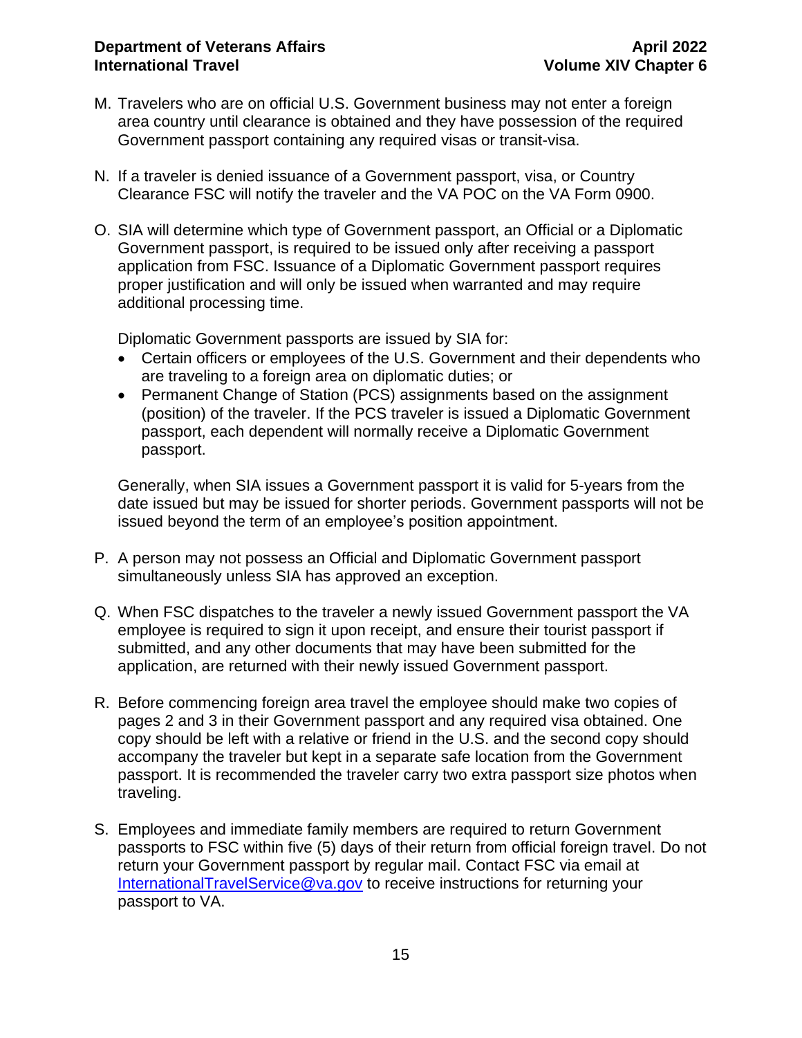M. Travelers who are on official U.S. Government business may not enter a foreign area country until clearance is obtained and they have possession of the required Government passport containing any required visas or transit-visa.

N. If a traveler is denied issuance of a Government passport, visa, or Country Clearance FSC will notify the traveler and the VA POC on the VA Form 0900.

O. SIA will determine which type of Government passport, an Official or a Diplomatic Government passport, is required to be issued only after receiving a passport application from FSC. Issuance of a Diplomatic Government passport requires proper justification and will only be issued when warranted and may require additional processing time.

   Diplomatic Government passports are issued by SIA for:

   - Certain officers or employees of the U.S. Government and their dependents who are traveling to a foreign area on diplomatic duties; or
   - Permanent Change of Station (PCS) assignments based on the assignment (position) of the traveler. If the PCS traveler is issued a Diplomatic Government passport, each dependent will normally receive a Diplomatic Government passport.

   Generally, when SIA issues a Government passport it is valid for 5-years from the date issued but may be issued for shorter periods. Government passports will not be issued beyond the term of an employee's position appointment.

P. A person may not possess an Official and Diplomatic Government passport simultaneously unless SIA has approved an exception.

Q. When FSC dispatches to the traveler a newly issued Government passport the VA employee is required to sign it upon receipt, and ensure their tourist passport if submitted, and any other documents that may have been submitted for the application, are returned with their newly issued Government passport.

R. Before commencing foreign area travel the employee should make two copies of pages 2 and 3 in their Government passport and any required visa obtained. One copy should be left with a relative or friend in the U.S. and the second copy should accompany the traveler but kept in a separate safe location from the Government passport. It is recommended the traveler carry two extra passport size photos when traveling.

S. Employees and immediate family members are required to return Government passports to FSC within five (5) days of their return from official foreign travel. Do not return your Government passport by regular mail. Contact FSC via email at InternationalTravelService@va.gov to receive instructions for returning your passport to VA.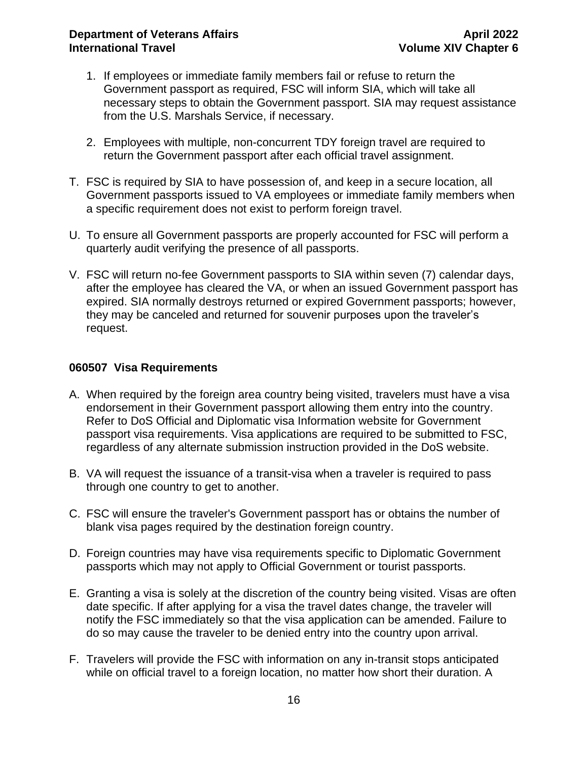1. If employees or immediate family members fail or refuse to return the Government passport as required, FSC will inform SIA, which will take all necessary steps to obtain the Government passport. SIA may request assistance from the U.S. Marshals Service, if necessary.

2. Employees with multiple, non-concurrent TDY foreign travel are required to return the Government passport after each official travel assignment.

T. FSC is required by SIA to have possession of, and keep in a secure location, all Government passports issued to VA employees or immediate family members when a specific requirement does not exist to perform foreign travel.

U. To ensure all Government passports are properly accounted for FSC will perform a quarterly audit verifying the presence of all passports.

V. FSC will return no-fee Government passports to SIA within seven (7) calendar days, after the employee has cleared the VA, or when an issued Government passport has expired. SIA normally destroys returned or expired Government passports; however, they may be canceled and returned for souvenir purposes upon the traveler's request.

### 060507 Visa Requirements

A. When required by the foreign area country being visited, travelers must have a visa endorsement in their Government passport allowing them entry into the country. Refer to DoS Official and Diplomatic visa Information website for Government passport visa requirements. Visa applications are required to be submitted to FSC, regardless of any alternate submission instruction provided in the DoS website.

B. VA will request the issuance of a transit-visa when a traveler is required to pass through one country to get to another.

C. FSC will ensure the traveler's Government passport has or obtains the number of blank visa pages required by the destination foreign country.

D. Foreign countries may have visa requirements specific to Diplomatic Government passports which may not apply to Official Government or tourist passports.

E. Granting a visa is solely at the discretion of the country being visited. Visas are often date specific. If after applying for a visa the travel dates change, the traveler will notify the FSC immediately so that the visa application can be amended. Failure to do so may cause the traveler to be denied entry into the country upon arrival.

F. Travelers will provide the FSC with information on any in-transit stops anticipated while on official travel to a foreign location, no matter how short their duration. A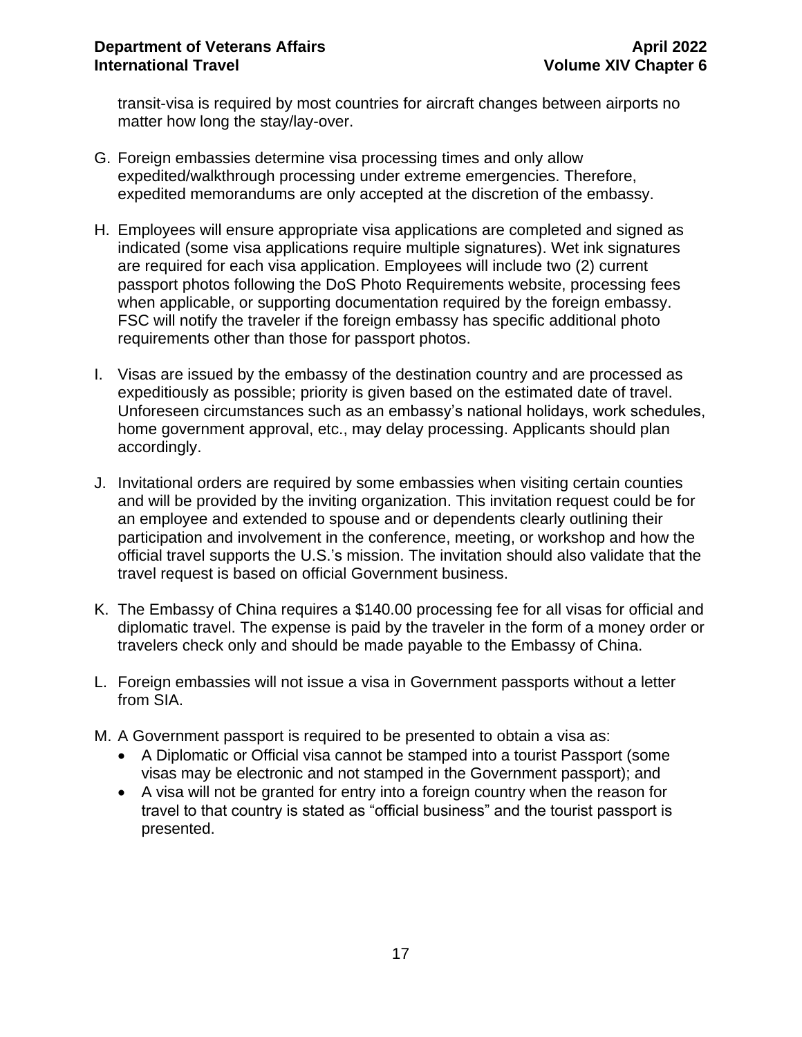transit-visa is required by most countries for aircraft changes between airports no matter how long the stay/lay-over.

G. Foreign embassies determine visa processing times and only allow expedited/walkthrough processing under extreme emergencies. Therefore, expedited memorandums are only accepted at the discretion of the embassy.

H. Employees will ensure appropriate visa applications are completed and signed as indicated (some visa applications require multiple signatures). Wet ink signatures are required for each visa application. Employees will include two (2) current passport photos following the DoS Photo Requirements website, processing fees when applicable, or supporting documentation required by the foreign embassy. FSC will notify the traveler if the foreign embassy has specific additional photo requirements other than those for passport photos.

I. Visas are issued by the embassy of the destination country and are processed as expeditiously as possible; priority is given based on the estimated date of travel. Unforeseen circumstances such as an embassy's national holidays, work schedules, home government approval, etc., may delay processing. Applicants should plan accordingly.

J. Invitational orders are required by some embassies when visiting certain counties and will be provided by the inviting organization. This invitation request could be for an employee and extended to spouse and or dependents clearly outlining their participation and involvement in the conference, meeting, or workshop and how the official travel supports the U.S.'s mission. The invitation should also validate that the travel request is based on official Government business.

K. The Embassy of China requires a $140.00 processing fee for all visas for official and diplomatic travel. The expense is paid by the traveler in the form of a money order or travelers check only and should be made payable to the Embassy of China.

L. Foreign embassies will not issue a visa in Government passports without a letter from SIA.

M. A Government passport is required to be presented to obtain a visa as:
   - A Diplomatic or Official visa cannot be stamped into a tourist Passport (some visas may be electronic and not stamped in the Government passport); and
   - A visa will not be granted for entry into a foreign country when the reason for travel to that country is stated as "official business" and the tourist passport is presented.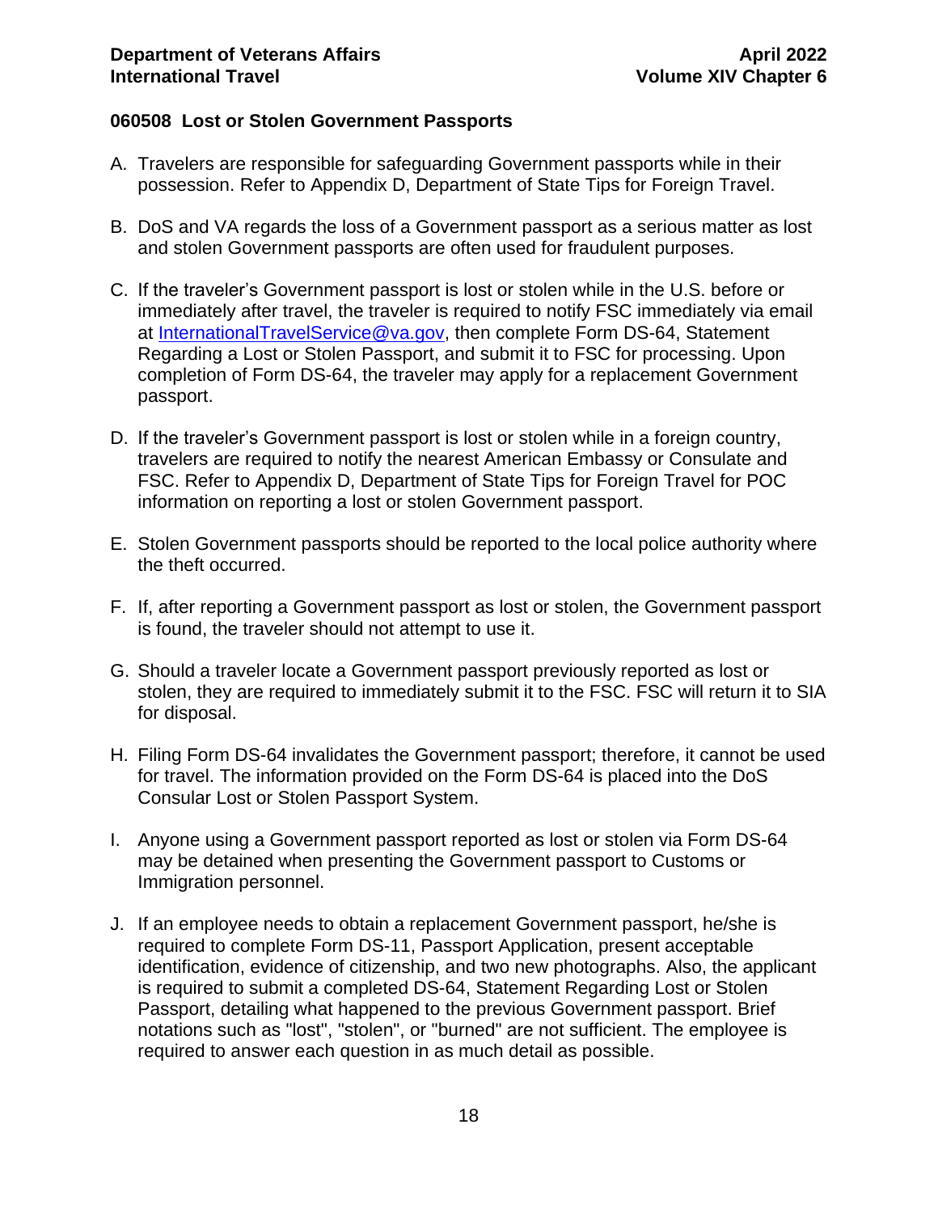### 060508 Lost or Stolen Government Passports

A. Travelers are responsible for safeguarding Government passports while in their possession. Refer to Appendix D, Department of State Tips for Foreign Travel.

B. DoS and VA regards the loss of a Government passport as a serious matter as lost and stolen Government passports are often used for fraudulent purposes.

C. If the traveler's Government passport is lost or stolen while in the U.S. before or immediately after travel, the traveler is required to notify FSC immediately via email at InternationalTravelService@va.gov, then complete Form DS-64, Statement Regarding a Lost or Stolen Passport, and submit it to FSC for processing. Upon completion of Form DS-64, the traveler may apply for a replacement Government passport.

D. If the traveler's Government passport is lost or stolen while in a foreign country, travelers are required to notify the nearest American Embassy or Consulate and FSC. Refer to Appendix D, Department of State Tips for Foreign Travel for POC information on reporting a lost or stolen Government passport.

E. Stolen Government passports should be reported to the local police authority where the theft occurred.

F. If, after reporting a Government passport as lost or stolen, the Government passport is found, the traveler should not attempt to use it.

G. Should a traveler locate a Government passport previously reported as lost or stolen, they are required to immediately submit it to the FSC. FSC will return it to SIA for disposal.

H. Filing Form DS-64 invalidates the Government passport; therefore, it cannot be used for travel. The information provided on the Form DS-64 is placed into the DoS Consular Lost or Stolen Passport System.

I. Anyone using a Government passport reported as lost or stolen via Form DS-64 may be detained when presenting the Government passport to Customs or Immigration personnel.

J. If an employee needs to obtain a replacement Government passport, he/she is required to complete Form DS-11, Passport Application, present acceptable identification, evidence of citizenship, and two new photographs. Also, the applicant is required to submit a completed DS-64, Statement Regarding Lost or Stolen Passport, detailing what happened to the previous Government passport. Brief notations such as "lost", "stolen", or "burned" are not sufficient. The employee is required to answer each question in as much detail as possible.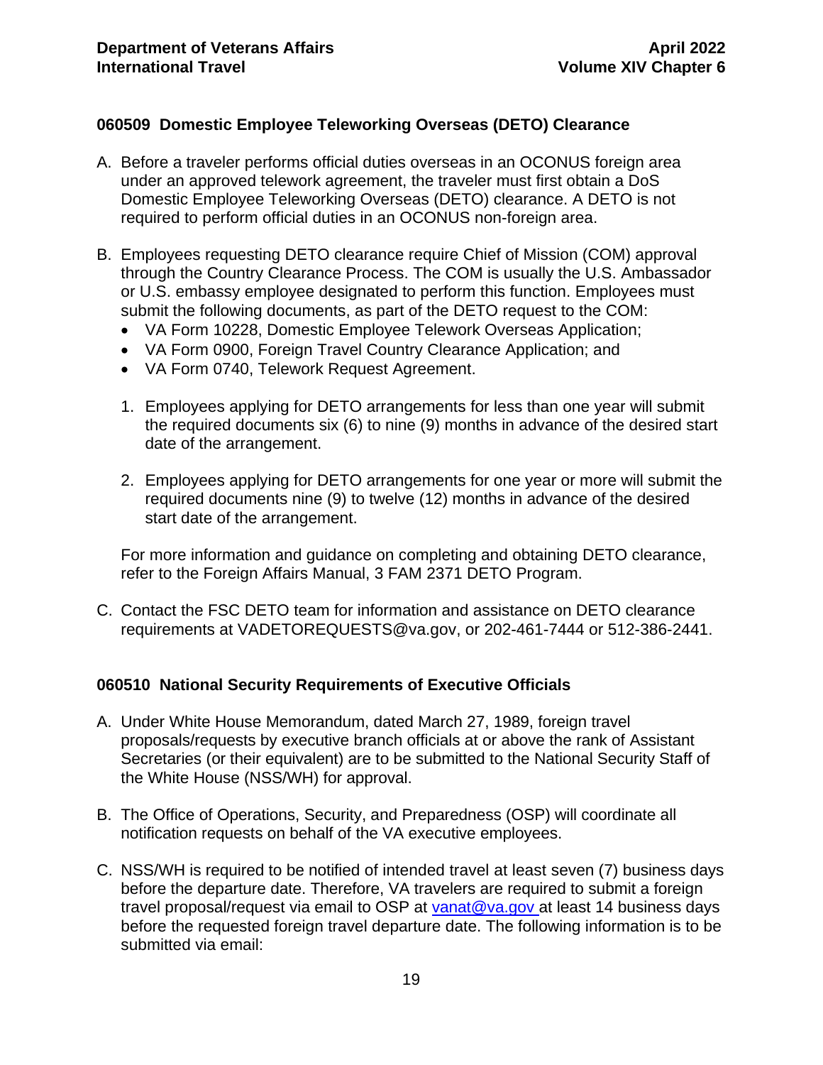### 060509 Domestic Employee Teleworking Overseas (DETO) Clearance

A. Before a traveler performs official duties overseas in an OCONUS foreign area under an approved telework agreement, the traveler must first obtain a DoS Domestic Employee Teleworking Overseas (DETO) clearance. A DETO is not required to perform official duties in an OCONUS non-foreign area.

B. Employees requesting DETO clearance require Chief of Mission (COM) approval through the Country Clearance Process. The COM is usually the U.S. Ambassador or U.S. embassy employee designated to perform this function. Employees must submit the following documents, as part of the DETO request to the COM:
   - VA Form 10228, Domestic Employee Telework Overseas Application;
   - VA Form 0900, Foreign Travel Country Clearance Application; and
   - VA Form 0740, Telework Request Agreement.

   1. Employees applying for DETO arrangements for less than one year will submit the required documents six (6) to nine (9) months in advance of the desired start date of the arrangement.

   2. Employees applying for DETO arrangements for one year or more will submit the required documents nine (9) to twelve (12) months in advance of the desired start date of the arrangement.

   For more information and guidance on completing and obtaining DETO clearance, refer to the Foreign Affairs Manual, 3 FAM 2371 DETO Program.

C. Contact the FSC DETO team for information and assistance on DETO clearance requirements at VADETOREQUESTS@va.gov, or 202-461-7444 or 512-386-2441.

### 060510 National Security Requirements of Executive Officials

A. Under White House Memorandum, dated March 27, 1989, foreign travel proposals/requests by executive branch officials at or above the rank of Assistant Secretaries (or their equivalent) are to be submitted to the National Security Staff of the White House (NSS/WH) for approval.

B. The Office of Operations, Security, and Preparedness (OSP) will coordinate all notification requests on behalf of the VA executive employees.

C. NSS/WH is required to be notified of intended travel at least seven (7) business days before the departure date. Therefore, VA travelers are required to submit a foreign travel proposal/request via email to OSP at [vanat@va.gov](mailto:vanat@va.gov) at least 14 business days before the requested foreign travel departure date. The following information is to be submitted via email: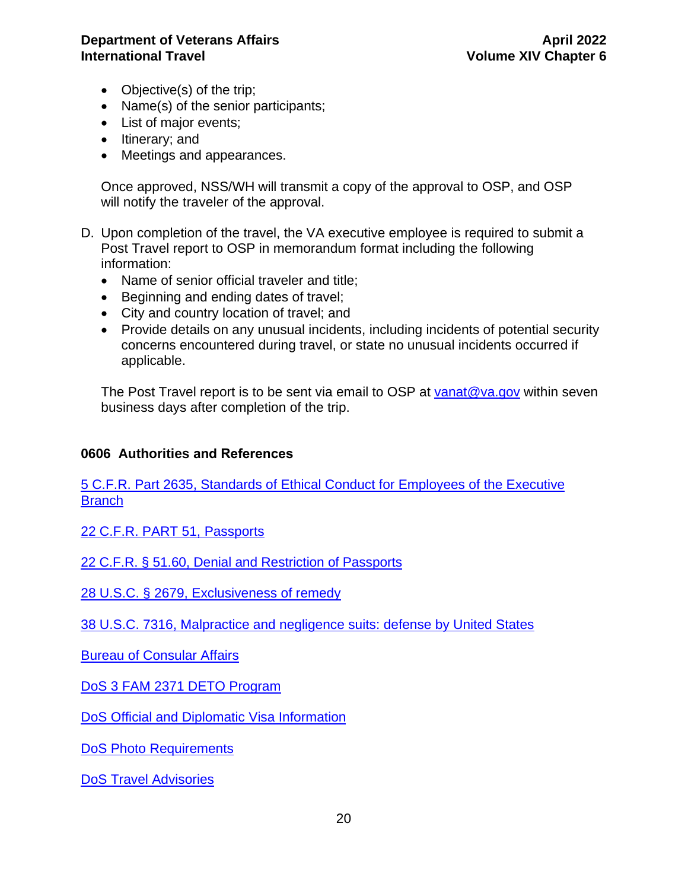- Objective(s) of the trip;
- Name(s) of the senior participants;
- List of major events;
- Itinerary; and
- Meetings and appearances.

Once approved, NSS/WH will transmit a copy of the approval to OSP, and OSP will notify the traveler of the approval.

D. Upon completion of the travel, the VA executive employee is required to submit a Post Travel report to OSP in memorandum format including the following information:
   - Name of senior official traveler and title;
   - Beginning and ending dates of travel;
   - City and country location of travel; and
   - Provide details on any unusual incidents, including incidents of potential security concerns encountered during travel, or state no unusual incidents occurred if applicable.

   The Post Travel report is to be sent via email to OSP at vanat@va.gov within seven business days after completion of the trip.

## 0606 Authorities and References

5 C.F.R. Part 2635, Standards of Ethical Conduct for Employees of the Executive Branch

22 C.F.R. PART 51, Passports

22 C.F.R. § 51.60, Denial and Restriction of Passports

28 U.S.C. § 2679, Exclusiveness of remedy

38 U.S.C. 7316, Malpractice and negligence suits: defense by United States

Bureau of Consular Affairs

DoS 3 FAM 2371 DETO Program

DoS Official and Diplomatic Visa Information

DoS Photo Requirements

DoS Travel Advisories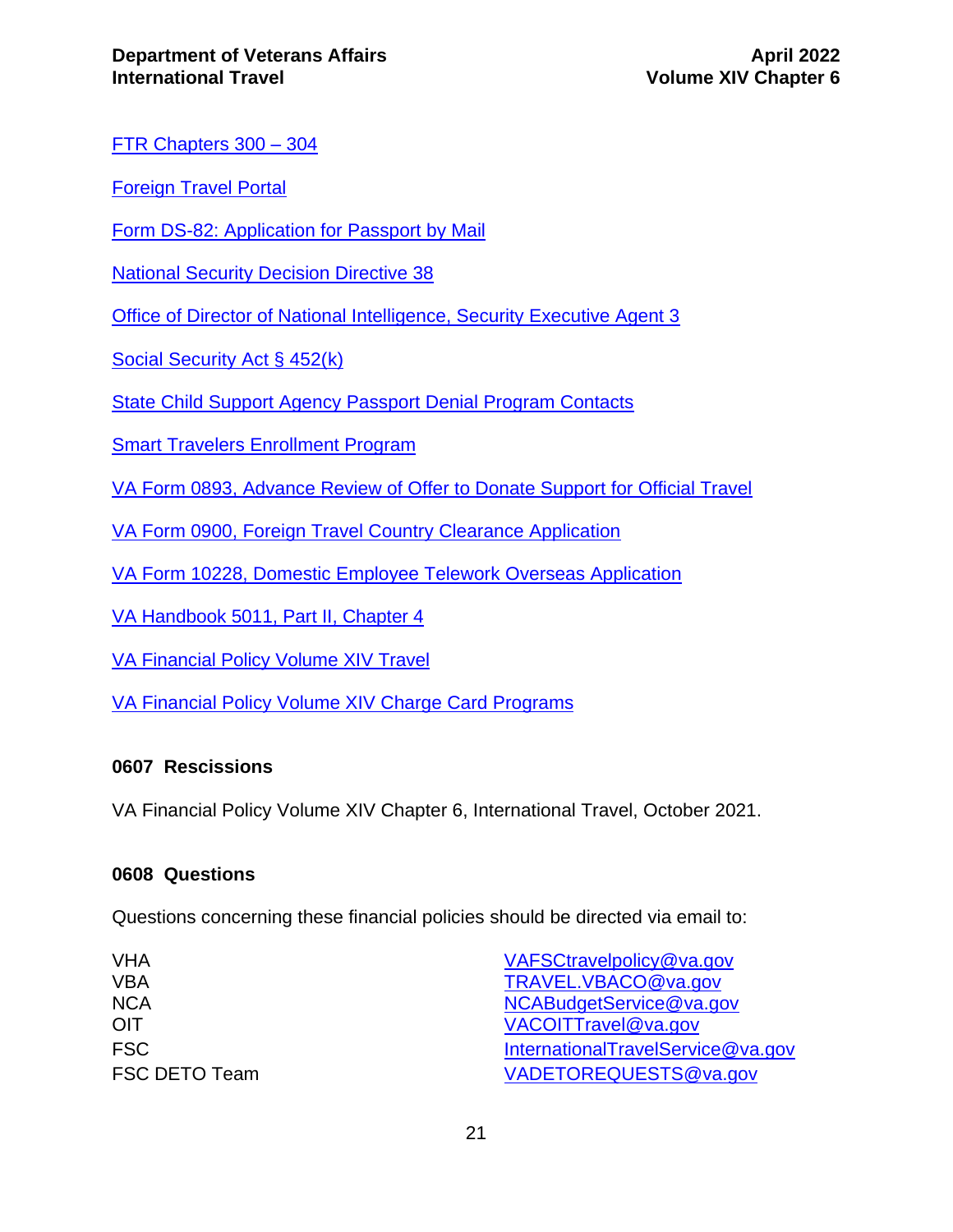FTR Chapters 300 – 304

Foreign Travel Portal

Form DS-82: Application for Passport by Mail

National Security Decision Directive 38

Office of Director of National Intelligence, Security Executive Agent 3

Social Security Act § 452(k)

State Child Support Agency Passport Denial Program Contacts

Smart Travelers Enrollment Program

VA Form 0893, Advance Review of Offer to Donate Support for Official Travel

VA Form 0900, Foreign Travel Country Clearance Application

VA Form 10228, Domestic Employee Telework Overseas Application

VA Handbook 5011, Part II, Chapter 4

VA Financial Policy Volume XIV Travel

VA Financial Policy Volume XIV Charge Card Programs

### 0607 Rescissions

VA Financial Policy Volume XIV Chapter 6, International Travel, October 2021.

### 0608 Questions

Questions concerning these financial policies should be directed via email to:

| | |
|---|---|
| VHA | VAFSCtravelpolicy@va.gov |
| VBA | TRAVEL.VBACO@va.gov |
| NCA | NCABudgetService@va.gov |
| OIT | VACOITTravel@va.gov |
| FSC | InternationalTravelService@va.gov |
| FSC DETO Team | VADETOREQUESTS@va.gov |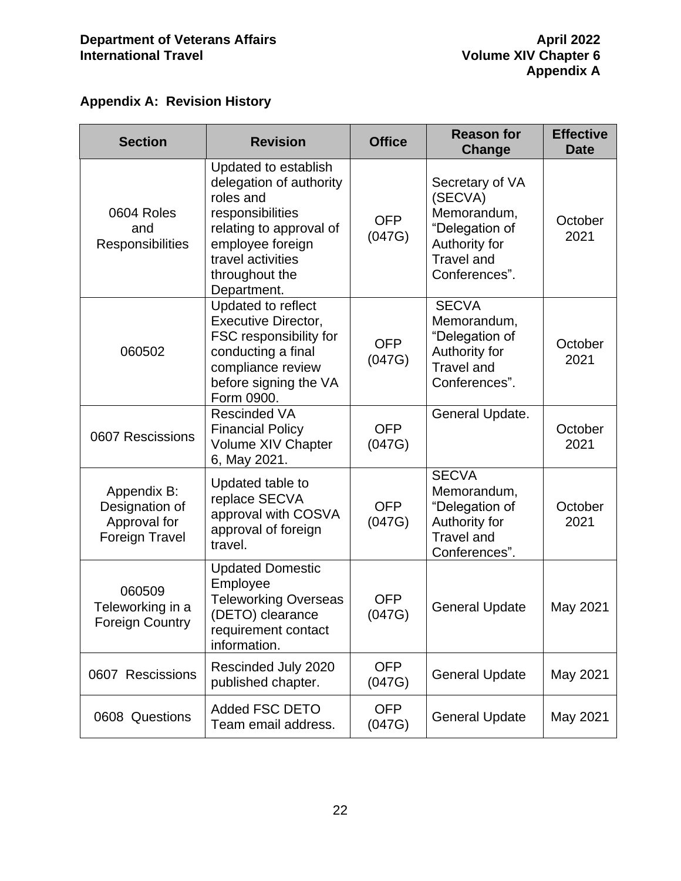## Appendix A: Revision History

| Section | Revision | Office | Reason for Change | Effective Date |
|---|---|---|---|---|
| 0604 Roles and Responsibilities | Updated to establish delegation of authority roles and responsibilities relating to approval of employee foreign travel activities throughout the Department. | OFP (047G) | Secretary of VA (SECVA) Memorandum, "Delegation of Authority for Travel and Conferences". | October 2021 |
| 060502 | Updated to reflect Executive Director, FSC responsibility for conducting a final compliance review before signing the VA Form 0900. | OFP (047G) | SECVA Memorandum, "Delegation of Authority for Travel and Conferences". | October 2021 |
| 0607 Rescissions | Rescinded VA Financial Policy Volume XIV Chapter 6, May 2021. | OFP (047G) | General Update. | October 2021 |
| Appendix B: Designation of Approval for Foreign Travel | Updated table to replace SECVA approval with COSVA approval of foreign travel. | OFP (047G) | SECVA Memorandum, "Delegation of Authority for Travel and Conferences". | October 2021 |
| 060509 Teleworking in a Foreign Country | Updated Domestic Employee Teleworking Overseas (DETO) clearance requirement contact information. | OFP (047G) | General Update | May 2021 |
| 0607 Rescissions | Rescinded July 2020 published chapter. | OFP (047G) | General Update | May 2021 |
| 0608 Questions | Added FSC DETO Team email address. | OFP (047G) | General Update | May 2021 |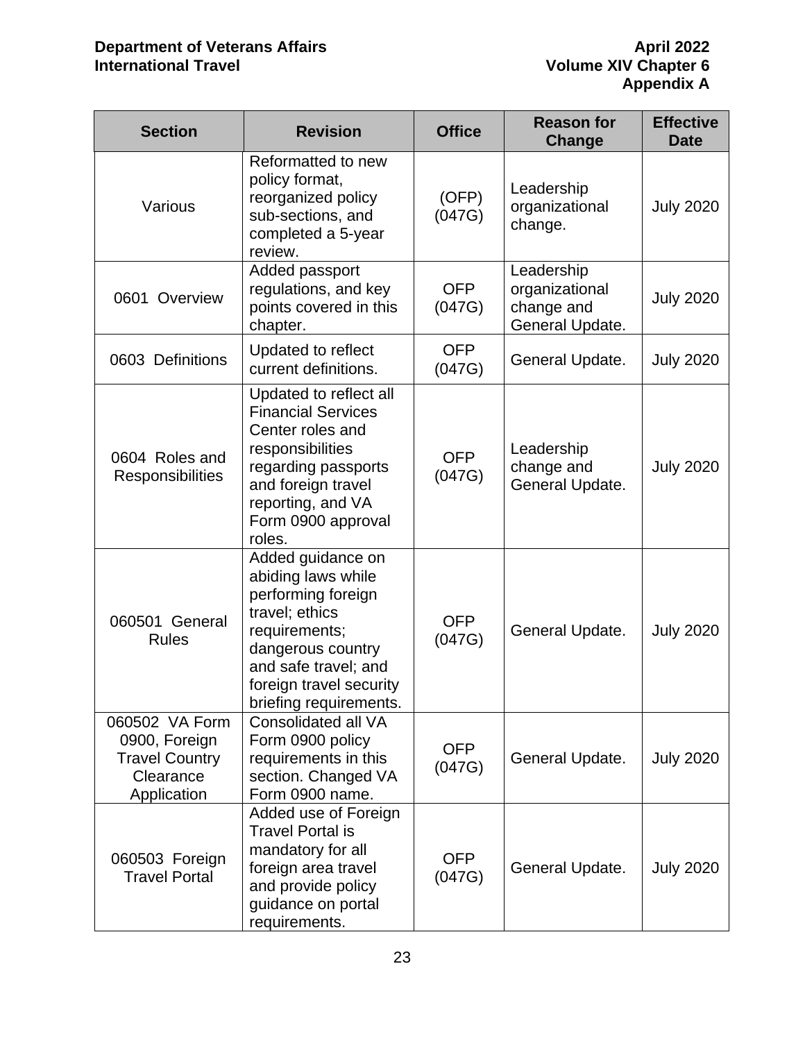| Section | Revision | Office | Reason for Change | Effective Date |
|---|---|---|---|---|
| Various | Reformatted to new policy format, reorganized policy sub-sections, and completed a 5-year review. | (OFP) (047G) | Leadership organizational change. | July 2020 |
| 0601 Overview | Added passport regulations, and key points covered in this chapter. | OFP (047G) | Leadership organizational change and General Update. | July 2020 |
| 0603 Definitions | Updated to reflect current definitions. | OFP (047G) | General Update. | July 2020 |
| 0604 Roles and Responsibilities | Updated to reflect all Financial Services Center roles and responsibilities regarding passports and foreign travel reporting, and VA Form 0900 approval roles. | OFP (047G) | Leadership change and General Update. | July 2020 |
| 060501 General Rules | Added guidance on abiding laws while performing foreign travel; ethics requirements; dangerous country and safe travel; and foreign travel security briefing requirements. | OFP (047G) | General Update. | July 2020 |
| 060502 VA Form 0900, Foreign Travel Country Clearance Application | Consolidated all VA Form 0900 policy requirements in this section. Changed VA Form 0900 name. | OFP (047G) | General Update. | July 2020 |
| 060503 Foreign Travel Portal | Added use of Foreign Travel Portal is mandatory for all foreign area travel and provide policy guidance on portal requirements. | OFP (047G) | General Update. | July 2020 |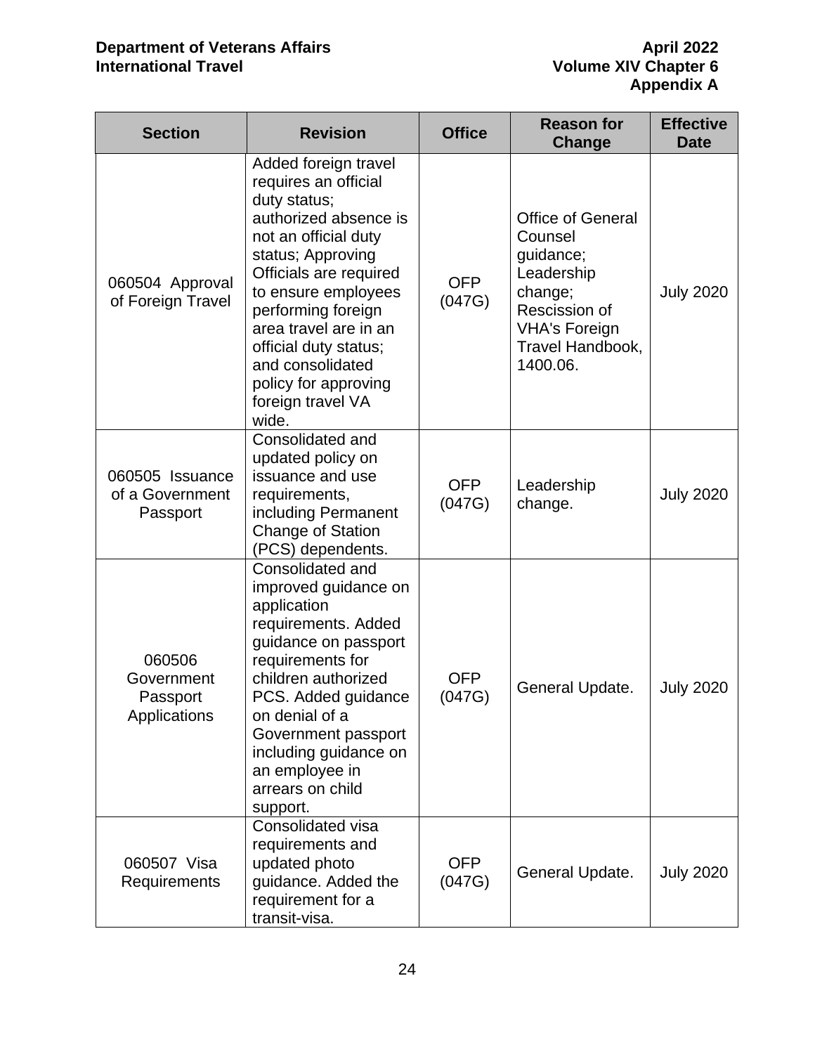| Section | Revision | Office | Reason for Change | Effective Date |
|---|---|---|---|---|
| 060504 Approval of Foreign Travel | Added foreign travel requires an official duty status; authorized absence is not an official duty status; Approving Officials are required to ensure employees performing foreign area travel are in an official duty status; and consolidated policy for approving foreign travel VA wide. | OFP (047G) | Office of General Counsel guidance; Leadership change; Rescission of VHA's Foreign Travel Handbook, 1400.06. | July 2020 |
| 060505 Issuance of a Government Passport | Consolidated and updated policy on issuance and use requirements, including Permanent Change of Station (PCS) dependents. | OFP (047G) | Leadership change. | July 2020 |
| 060506 Government Passport Applications | Consolidated and improved guidance on application requirements. Added guidance on passport requirements for children authorized PCS. Added guidance on denial of a Government passport including guidance on an employee in arrears on child support. | OFP (047G) | General Update. | July 2020 |
| 060507 Visa Requirements | Consolidated visa requirements and updated photo guidance. Added the requirement for a transit-visa. | OFP (047G) | General Update. | July 2020 |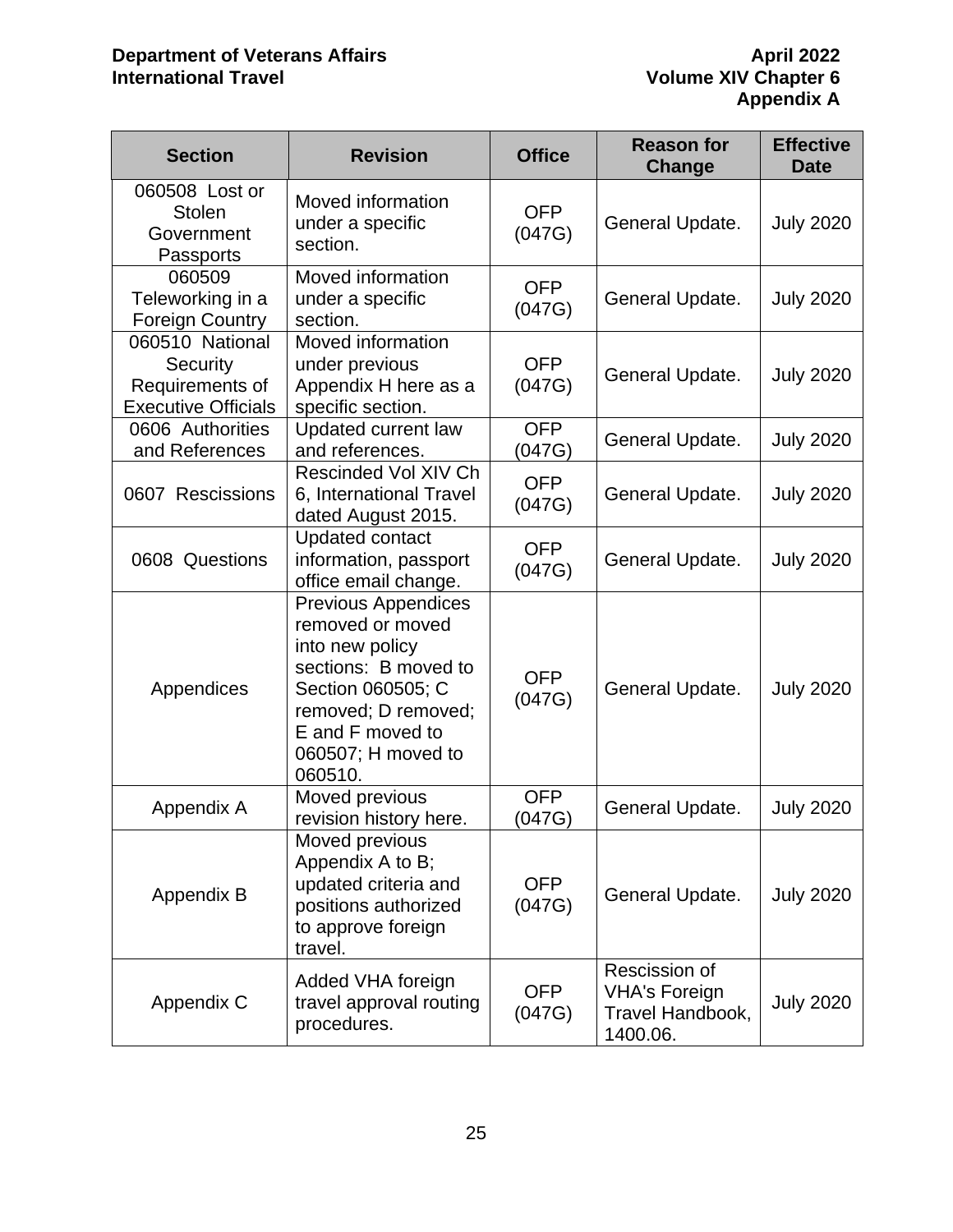| Section | Revision | Office | Reason for Change | Effective Date |
|---|---|---|---|---|
| 060508 Lost or Stolen Government Passports | Moved information under a specific section. | OFP (047G) | General Update. | July 2020 |
| 060509 Teleworking in a Foreign Country | Moved information under a specific section. | OFP (047G) | General Update. | July 2020 |
| 060510 National Security Requirements of Executive Officials | Moved information under previous Appendix H here as a specific section. | OFP (047G) | General Update. | July 2020 |
| 0606 Authorities and References | Updated current law and references. | OFP (047G) | General Update. | July 2020 |
| 0607 Rescissions | Rescinded Vol XIV Ch 6, International Travel dated August 2015. | OFP (047G) | General Update. | July 2020 |
| 0608 Questions | Updated contact information, passport office email change. | OFP (047G) | General Update. | July 2020 |
| Appendices | Previous Appendices removed or moved into new policy sections: B moved to Section 060505; C removed; D removed; E and F moved to 060507; H moved to 060510. | OFP (047G) | General Update. | July 2020 |
| Appendix A | Moved previous revision history here. | OFP (047G) | General Update. | July 2020 |
| Appendix B | Moved previous Appendix A to B; updated criteria and positions authorized to approve foreign travel. | OFP (047G) | General Update. | July 2020 |
| Appendix C | Added VHA foreign travel approval routing procedures. | OFP (047G) | Rescission of VHA's Foreign Travel Handbook, 1400.06. | July 2020 |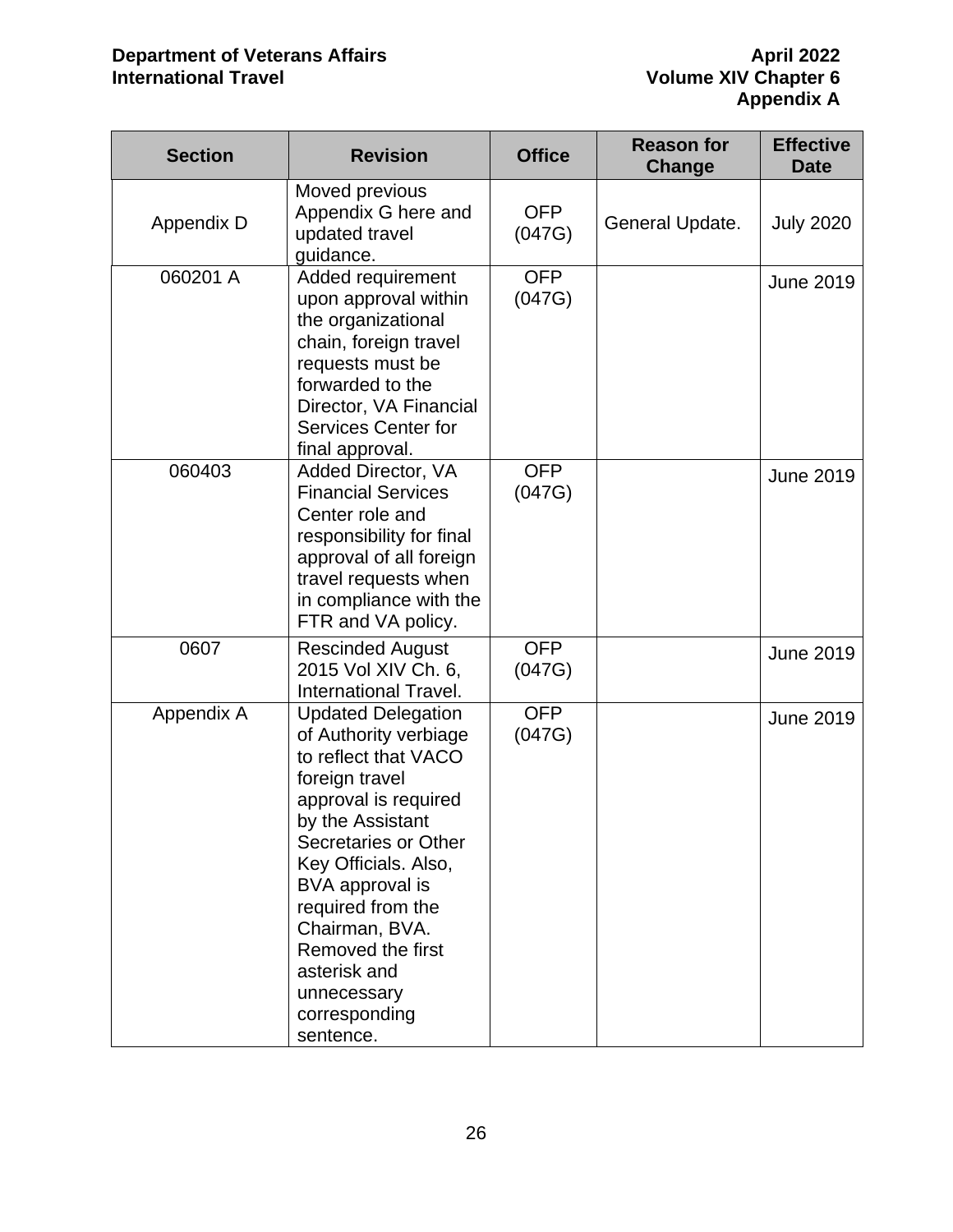| Section | Revision | Office | Reason for Change | Effective Date |
| --- | --- | --- | --- | --- |
| Appendix D | Moved previous Appendix G here and updated travel guidance. | OFP (047G) | General Update. | July 2020 |
| 060201 A | Added requirement upon approval within the organizational chain, foreign travel requests must be forwarded to the Director, VA Financial Services Center for final approval. | OFP (047G) | | June 2019 |
| 060403 | Added Director, VA Financial Services Center role and responsibility for final approval of all foreign travel requests when in compliance with the FTR and VA policy. | OFP (047G) | | June 2019 |
| 0607 | Rescinded August 2015 Vol XIV Ch. 6, International Travel. | OFP (047G) | | June 2019 |
| Appendix A | Updated Delegation of Authority verbiage to reflect that VACO foreign travel approval is required by the Assistant Secretaries or Other Key Officials. Also, BVA approval is required from the Chairman, BVA. Removed the first asterisk and unnecessary corresponding sentence. | OFP (047G) | | June 2019 |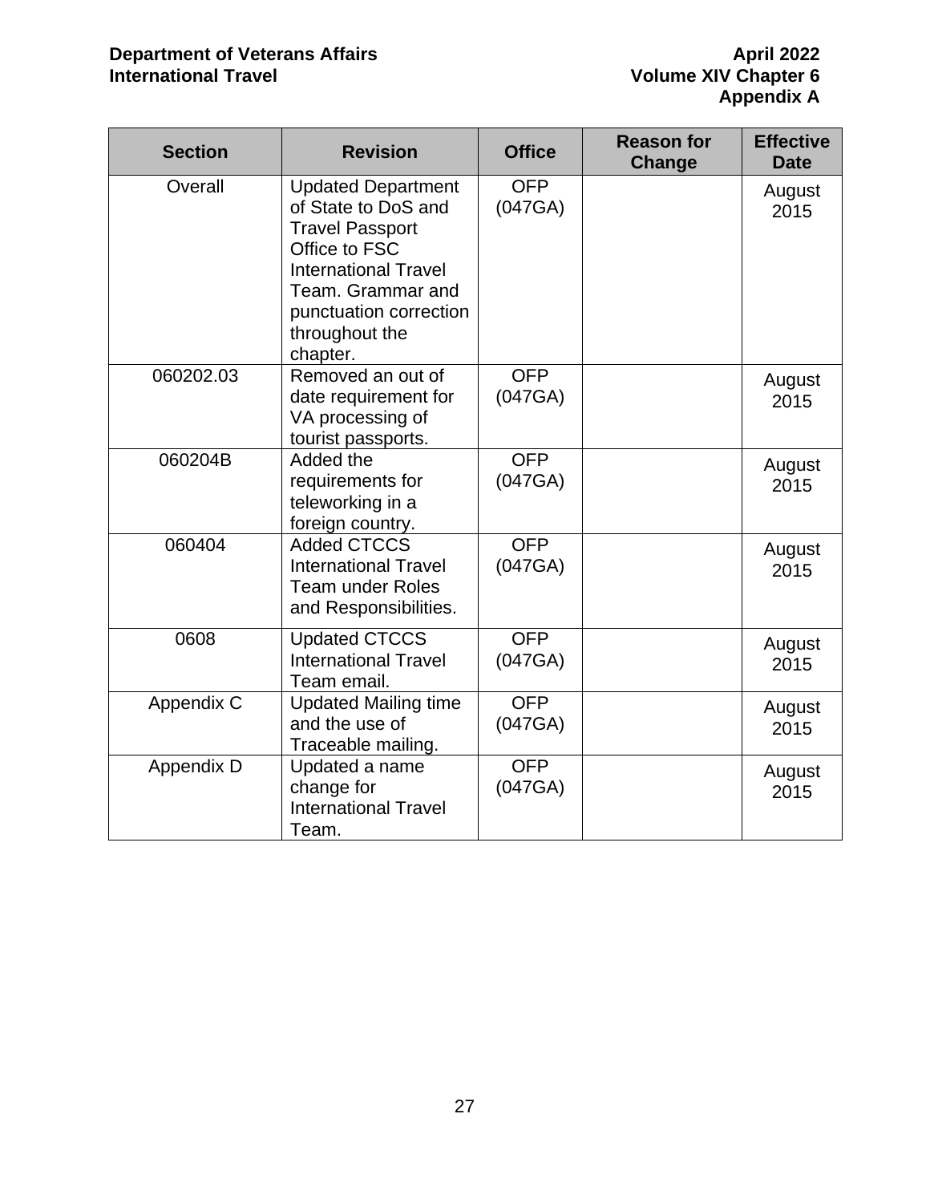| Section | Revision | Office | Reason for Change | Effective Date |
|---|---|---|---|---|
| Overall | Updated Department of State to DoS and Travel Passport Office to FSC International Travel Team. Grammar and punctuation correction throughout the chapter. | OFP (047GA) | | August 2015 |
| 060202.03 | Removed an out of date requirement for VA processing of tourist passports. | OFP (047GA) | | August 2015 |
| 060204B | Added the requirements for teleworking in a foreign country. | OFP (047GA) | | August 2015 |
| 060404 | Added CTCCS International Travel Team under Roles and Responsibilities. | OFP (047GA) | | August 2015 |
| 0608 | Updated CTCCS International Travel Team email. | OFP (047GA) | | August 2015 |
| Appendix C | Updated Mailing time and the use of Traceable mailing. | OFP (047GA) | | August 2015 |
| Appendix D | Updated a name change for International Travel Team. | OFP (047GA) | | August 2015 |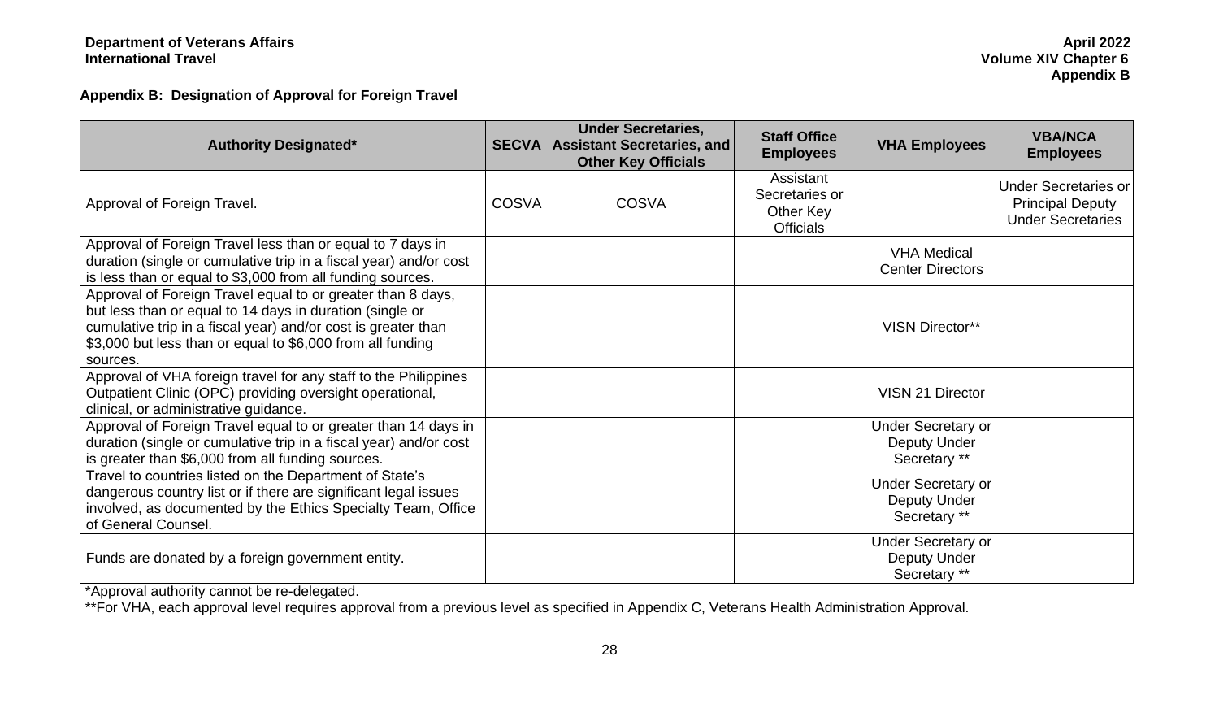**Appendix B: Designation of Approval for Foreign Travel**

| Authority Designated* | SECVA | Under Secretaries, Assistant Secretaries, and Other Key Officials | Staff Office Employees | VHA Employees | VBA/NCA Employees |
|---|---|---|---|---|---|
| Approval of Foreign Travel. | COSVA | COSVA | Assistant Secretaries or Other Key Officials | | Under Secretaries or Principal Deputy Under Secretaries |
| Approval of Foreign Travel less than or equal to 7 days in duration (single or cumulative trip in a fiscal year) and/or cost is less than or equal to $3,000 from all funding sources. | | | | VHA Medical Center Directors | |
| Approval of Foreign Travel equal to or greater than 8 days, but less than or equal to 14 days in duration (single or cumulative trip in a fiscal year) and/or cost is greater than $3,000 but less than or equal to $6,000 from all funding sources. | | | | VISN Director** | |
| Approval of VHA foreign travel for any staff to the Philippines Outpatient Clinic (OPC) providing oversight operational, clinical, or administrative guidance. | | | | VISN 21 Director | |
| Approval of Foreign Travel equal to or greater than 14 days in duration (single or cumulative trip in a fiscal year) and/or cost is greater than $6,000 from all funding sources. | | | | Under Secretary or Deputy Under Secretary ** | |
| Travel to countries listed on the Department of State's dangerous country list or if there are significant legal issues involved, as documented by the Ethics Specialty Team, Office of General Counsel. | | | | Under Secretary or Deputy Under Secretary ** | |
| Funds are donated by a foreign government entity. | | | | Under Secretary or Deputy Under Secretary ** | |

*Approval authority cannot be re-delegated.

**For VHA, each approval level requires approval from a previous level as specified in Appendix C, Veterans Health Administration Approval.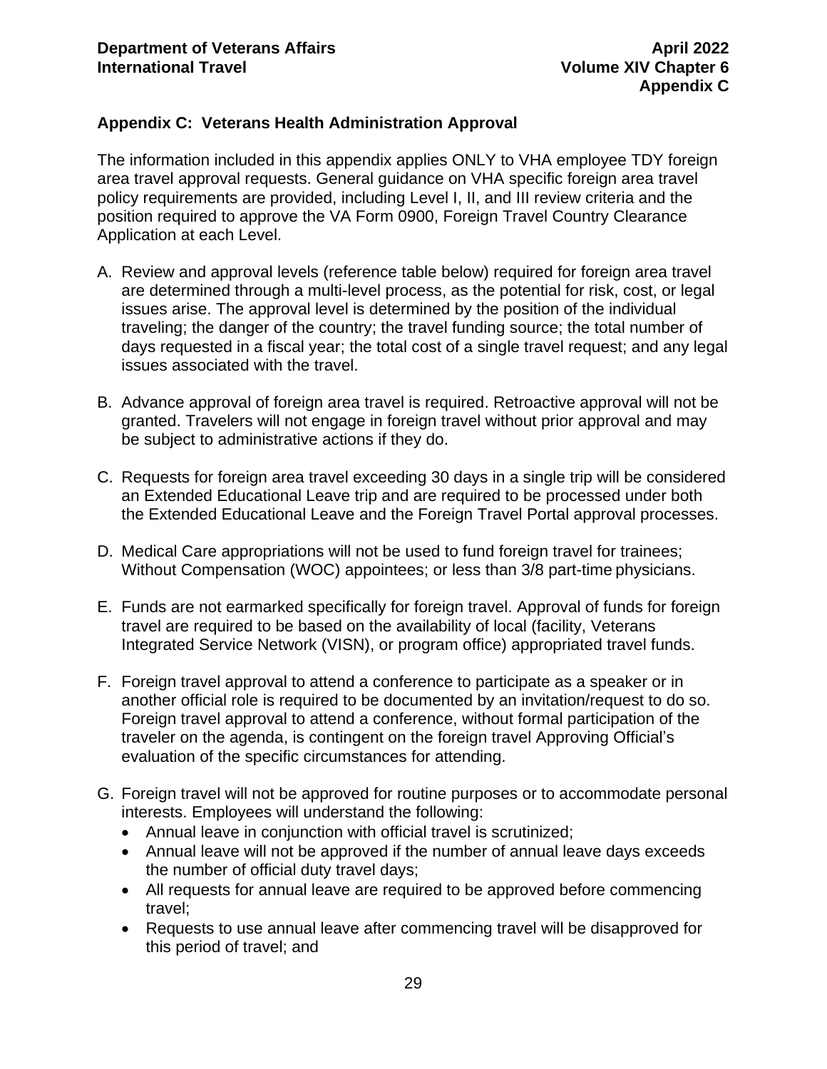## Appendix C: Veterans Health Administration Approval

The information included in this appendix applies ONLY to VHA employee TDY foreign area travel approval requests. General guidance on VHA specific foreign area travel policy requirements are provided, including Level I, II, and III review criteria and the position required to approve the VA Form 0900, Foreign Travel Country Clearance Application at each Level.

A. Review and approval levels (reference table below) required for foreign area travel are determined through a multi-level process, as the potential for risk, cost, or legal issues arise. The approval level is determined by the position of the individual traveling; the danger of the country; the travel funding source; the total number of days requested in a fiscal year; the total cost of a single travel request; and any legal issues associated with the travel.

B. Advance approval of foreign area travel is required. Retroactive approval will not be granted. Travelers will not engage in foreign travel without prior approval and may be subject to administrative actions if they do.

C. Requests for foreign area travel exceeding 30 days in a single trip will be considered an Extended Educational Leave trip and are required to be processed under both the Extended Educational Leave and the Foreign Travel Portal approval processes.

D. Medical Care appropriations will not be used to fund foreign travel for trainees; Without Compensation (WOC) appointees; or less than 3/8 part-time physicians.

E. Funds are not earmarked specifically for foreign travel. Approval of funds for foreign travel are required to be based on the availability of local (facility, Veterans Integrated Service Network (VISN), or program office) appropriated travel funds.

F. Foreign travel approval to attend a conference to participate as a speaker or in another official role is required to be documented by an invitation/request to do so. Foreign travel approval to attend a conference, without formal participation of the traveler on the agenda, is contingent on the foreign travel Approving Official's evaluation of the specific circumstances for attending.

G. Foreign travel will not be approved for routine purposes or to accommodate personal interests. Employees will understand the following:
   - Annual leave in conjunction with official travel is scrutinized;
   - Annual leave will not be approved if the number of annual leave days exceeds the number of official duty travel days;
   - All requests for annual leave are required to be approved before commencing travel;
   - Requests to use annual leave after commencing travel will be disapproved for this period of travel; and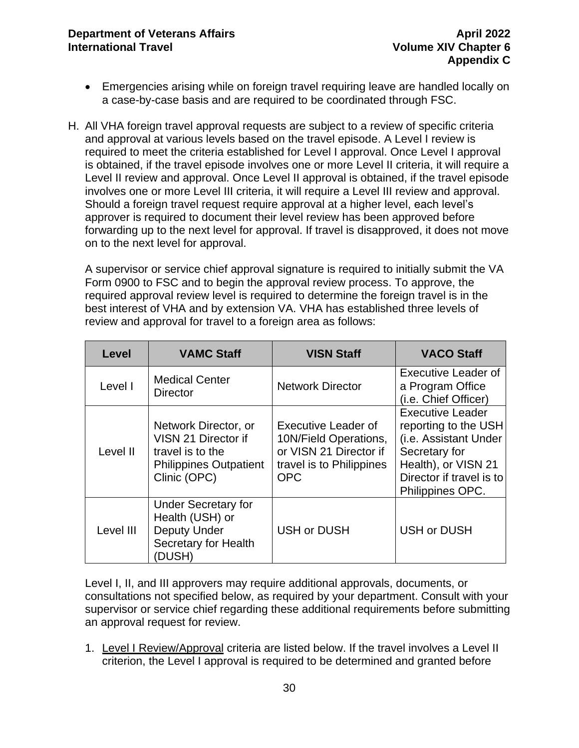- Emergencies arising while on foreign travel requiring leave are handled locally on a case-by-case basis and are required to be coordinated through FSC.

H. All VHA foreign travel approval requests are subject to a review of specific criteria and approval at various levels based on the travel episode. A Level I review is required to meet the criteria established for Level I approval. Once Level I approval is obtained, if the travel episode involves one or more Level II criteria, it will require a Level II review and approval. Once Level II approval is obtained, if the travel episode involves one or more Level III criteria, it will require a Level III review and approval. Should a foreign travel request require approval at a higher level, each level's approver is required to document their level review has been approved before forwarding up to the next level for approval. If travel is disapproved, it does not move on to the next level for approval.

   A supervisor or service chief approval signature is required to initially submit the VA Form 0900 to FSC and to begin the approval review process. To approve, the required approval review level is required to determine the foreign travel is in the best interest of VHA and by extension VA. VHA has established three levels of review and approval for travel to a foreign area as follows:

| Level | VAMC Staff | VISN Staff | VACO Staff |
|---|---|---|---|
| Level I | Medical Center Director | Network Director | Executive Leader of a Program Office (i.e. Chief Officer) |
| Level II | Network Director, or VISN 21 Director if travel is to the Philippines Outpatient Clinic (OPC) | Executive Leader of 10N/Field Operations, or VISN 21 Director if travel is to Philippines OPC | Executive Leader reporting to the USH (i.e. Assistant Under Secretary for Health), or VISN 21 Director if travel is to Philippines OPC. |
| Level III | Under Secretary for Health (USH) or Deputy Under Secretary for Health (DUSH) | USH or DUSH | USH or DUSH |

   Level I, II, and III approvers may require additional approvals, documents, or consultations not specified below, as required by your department. Consult with your supervisor or service chief regarding these additional requirements before submitting an approval request for review.

1. Level I Review/Approval criteria are listed below. If the travel involves a Level II criterion, the Level I approval is required to be determined and granted before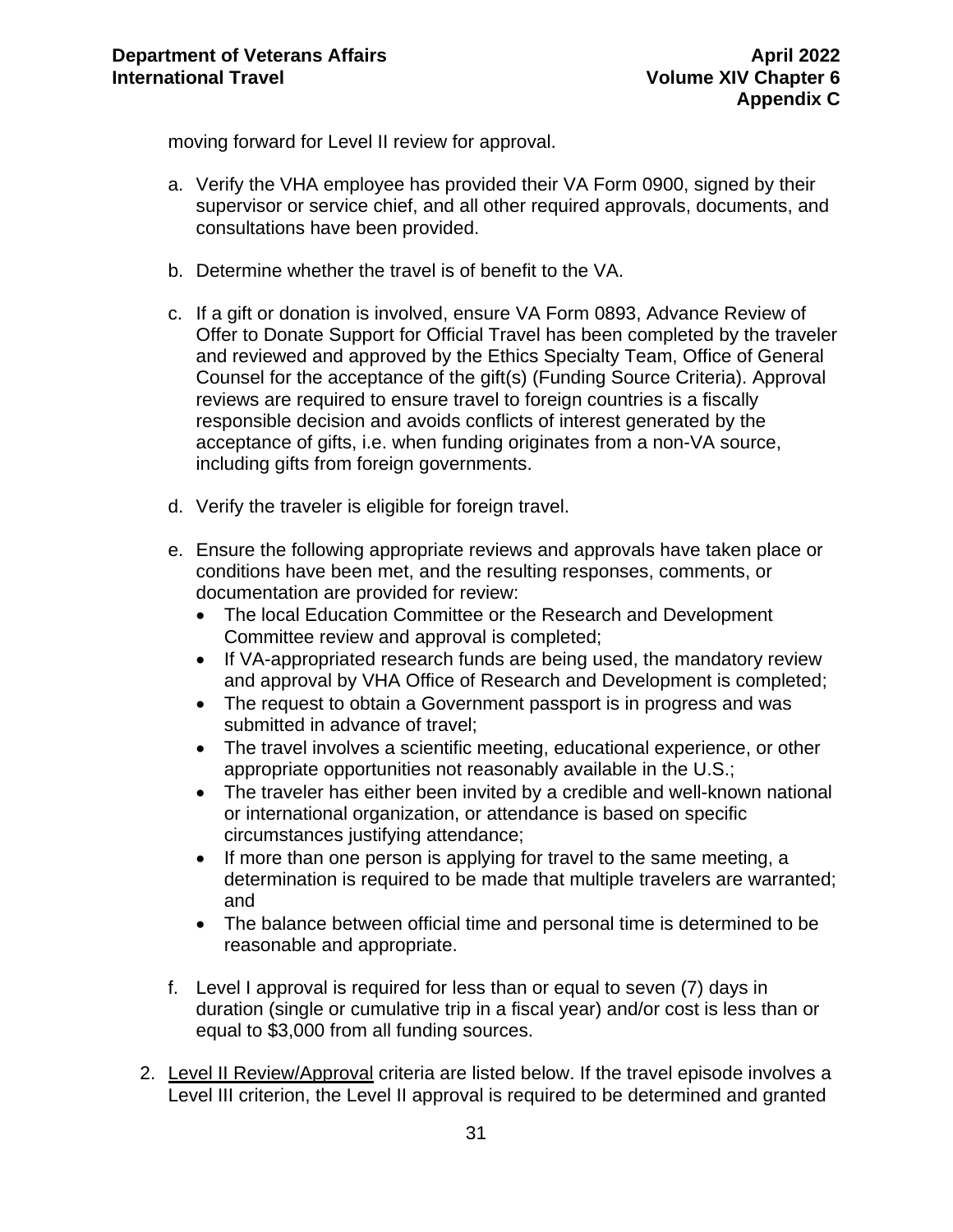moving forward for Level II review for approval.

a. Verify the VHA employee has provided their VA Form 0900, signed by their supervisor or service chief, and all other required approvals, documents, and consultations have been provided.

b. Determine whether the travel is of benefit to the VA.

c. If a gift or donation is involved, ensure VA Form 0893, Advance Review of Offer to Donate Support for Official Travel has been completed by the traveler and reviewed and approved by the Ethics Specialty Team, Office of General Counsel for the acceptance of the gift(s) (Funding Source Criteria). Approval reviews are required to ensure travel to foreign countries is a fiscally responsible decision and avoids conflicts of interest generated by the acceptance of gifts, i.e. when funding originates from a non-VA source, including gifts from foreign governments.

d. Verify the traveler is eligible for foreign travel.

e. Ensure the following appropriate reviews and approvals have taken place or conditions have been met, and the resulting responses, comments, or documentation are provided for review:
   - The local Education Committee or the Research and Development Committee review and approval is completed;
   - If VA-appropriated research funds are being used, the mandatory review and approval by VHA Office of Research and Development is completed;
   - The request to obtain a Government passport is in progress and was submitted in advance of travel;
   - The travel involves a scientific meeting, educational experience, or other appropriate opportunities not reasonably available in the U.S.;
   - The traveler has either been invited by a credible and well-known national or international organization, or attendance is based on specific circumstances justifying attendance;
   - If more than one person is applying for travel to the same meeting, a determination is required to be made that multiple travelers are warranted; and
   - The balance between official time and personal time is determined to be reasonable and appropriate.

f. Level I approval is required for less than or equal to seven (7) days in duration (single or cumulative trip in a fiscal year) and/or cost is less than or equal to $3,000 from all funding sources.

2. Level II Review/Approval criteria are listed below. If the travel episode involves a Level III criterion, the Level II approval is required to be determined and granted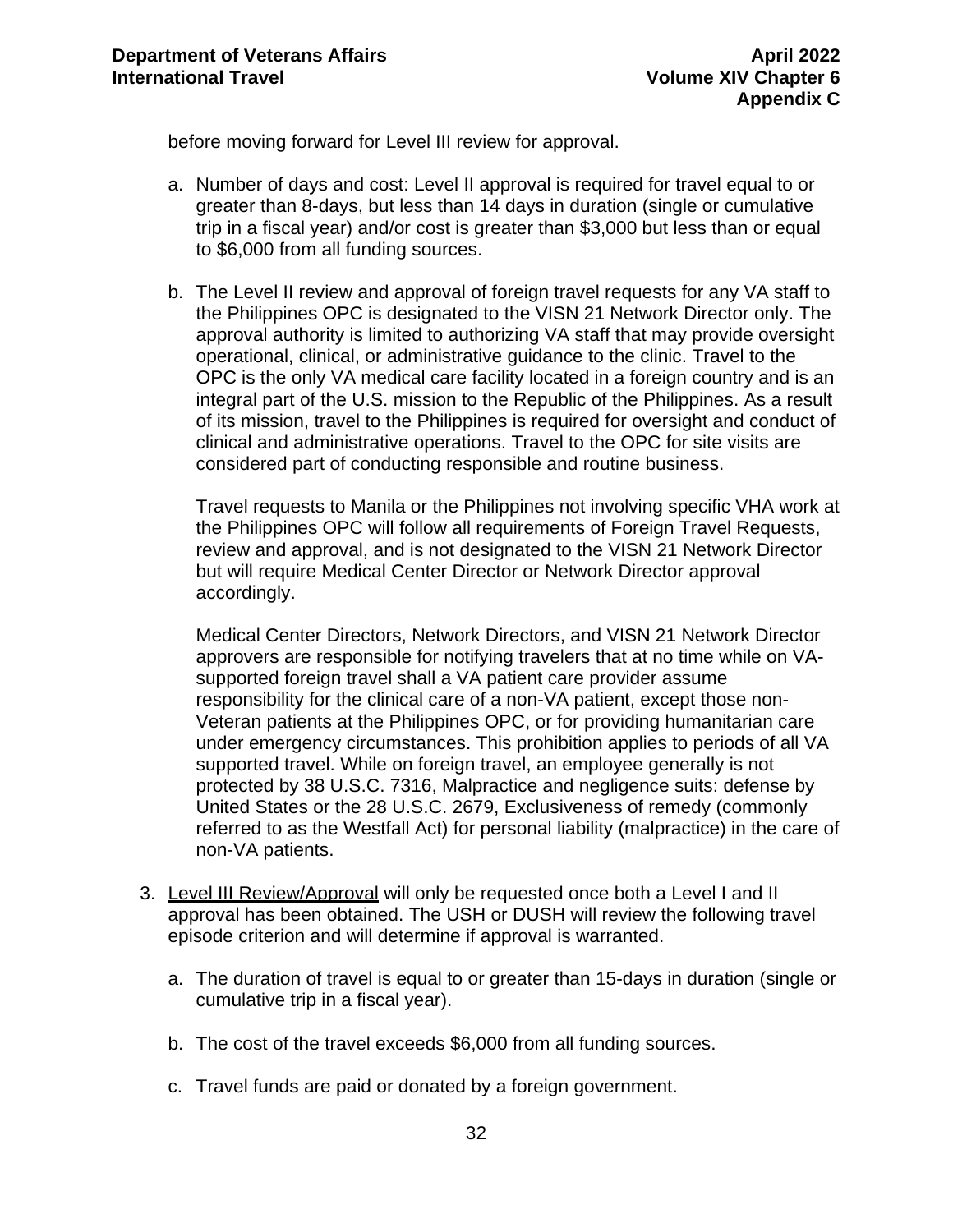before moving forward for Level III review for approval.

a. Number of days and cost: Level II approval is required for travel equal to or greater than 8-days, but less than 14 days in duration (single or cumulative trip in a fiscal year) and/or cost is greater than $3,000 but less than or equal to $6,000 from all funding sources.

b. The Level II review and approval of foreign travel requests for any VA staff to the Philippines OPC is designated to the VISN 21 Network Director only. The approval authority is limited to authorizing VA staff that may provide oversight operational, clinical, or administrative guidance to the clinic. Travel to the OPC is the only VA medical care facility located in a foreign country and is an integral part of the U.S. mission to the Republic of the Philippines. As a result of its mission, travel to the Philippines is required for oversight and conduct of clinical and administrative operations. Travel to the OPC for site visits are considered part of conducting responsible and routine business.

   Travel requests to Manila or the Philippines not involving specific VHA work at the Philippines OPC will follow all requirements of Foreign Travel Requests, review and approval, and is not designated to the VISN 21 Network Director but will require Medical Center Director or Network Director approval accordingly.

   Medical Center Directors, Network Directors, and VISN 21 Network Director approvers are responsible for notifying travelers that at no time while on VA-supported foreign travel shall a VA patient care provider assume responsibility for the clinical care of a non-VA patient, except those non-Veteran patients at the Philippines OPC, or for providing humanitarian care under emergency circumstances. This prohibition applies to periods of all VA supported travel. While on foreign travel, an employee generally is not protected by 38 U.S.C. 7316, Malpractice and negligence suits: defense by United States or the 28 U.S.C. 2679, Exclusiveness of remedy (commonly referred to as the Westfall Act) for personal liability (malpractice) in the care of non-VA patients.

3. <u>Level III Review/Approval</u> will only be requested once both a Level I and II approval has been obtained. The USH or DUSH will review the following travel episode criterion and will determine if approval is warranted.

   a. The duration of travel is equal to or greater than 15-days in duration (single or cumulative trip in a fiscal year).

   b. The cost of the travel exceeds $6,000 from all funding sources.

   c. Travel funds are paid or donated by a foreign government.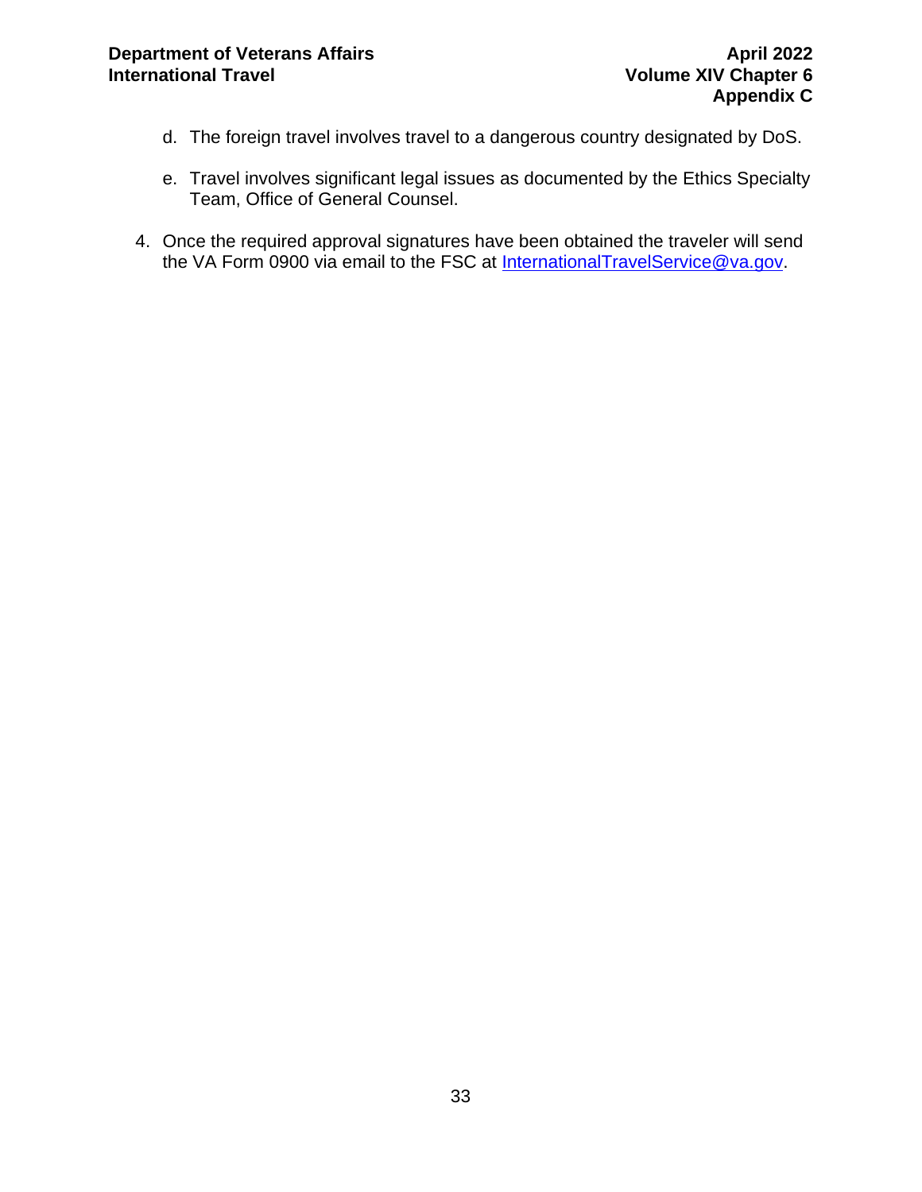d. The foreign travel involves travel to a dangerous country designated by DoS.

e. Travel involves significant legal issues as documented by the Ethics Specialty Team, Office of General Counsel.

4. Once the required approval signatures have been obtained the traveler will send the VA Form 0900 via email to the FSC at InternationalTravelService@va.gov.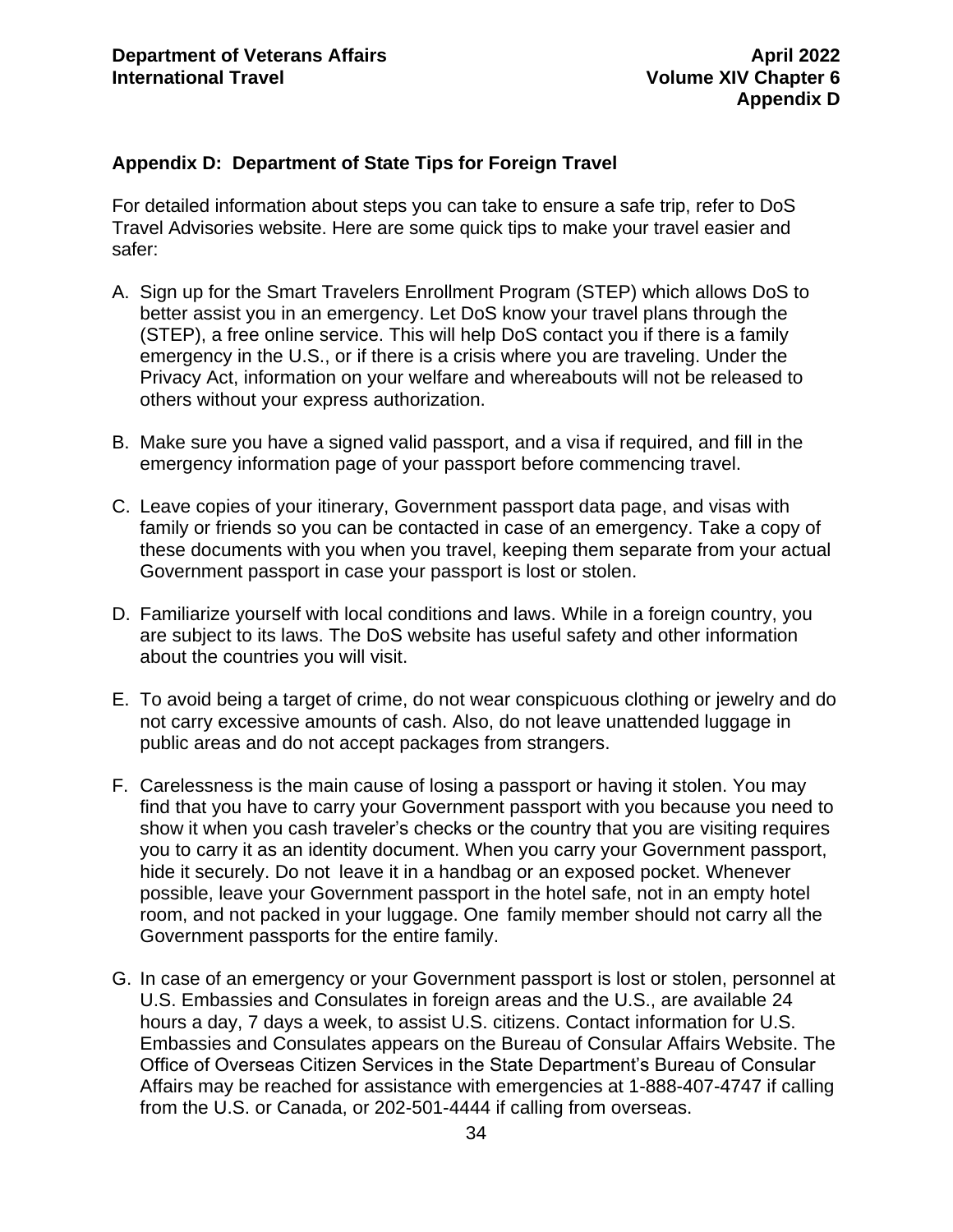## Appendix D: Department of State Tips for Foreign Travel

For detailed information about steps you can take to ensure a safe trip, refer to DoS Travel Advisories website. Here are some quick tips to make your travel easier and safer:

A. Sign up for the Smart Travelers Enrollment Program (STEP) which allows DoS to better assist you in an emergency. Let DoS know your travel plans through the (STEP), a free online service. This will help DoS contact you if there is a family emergency in the U.S., or if there is a crisis where you are traveling. Under the Privacy Act, information on your welfare and whereabouts will not be released to others without your express authorization.

B. Make sure you have a signed valid passport, and a visa if required, and fill in the emergency information page of your passport before commencing travel.

C. Leave copies of your itinerary, Government passport data page, and visas with family or friends so you can be contacted in case of an emergency. Take a copy of these documents with you when you travel, keeping them separate from your actual Government passport in case your passport is lost or stolen.

D. Familiarize yourself with local conditions and laws. While in a foreign country, you are subject to its laws. The DoS website has useful safety and other information about the countries you will visit.

E. To avoid being a target of crime, do not wear conspicuous clothing or jewelry and do not carry excessive amounts of cash. Also, do not leave unattended luggage in public areas and do not accept packages from strangers.

F. Carelessness is the main cause of losing a passport or having it stolen. You may find that you have to carry your Government passport with you because you need to show it when you cash traveler's checks or the country that you are visiting requires you to carry it as an identity document. When you carry your Government passport, hide it securely. Do not leave it in a handbag or an exposed pocket. Whenever possible, leave your Government passport in the hotel safe, not in an empty hotel room, and not packed in your luggage. One family member should not carry all the Government passports for the entire family.

G. In case of an emergency or your Government passport is lost or stolen, personnel at U.S. Embassies and Consulates in foreign areas and the U.S., are available 24 hours a day, 7 days a week, to assist U.S. citizens. Contact information for U.S. Embassies and Consulates appears on the Bureau of Consular Affairs Website. The Office of Overseas Citizen Services in the State Department's Bureau of Consular Affairs may be reached for assistance with emergencies at 1-888-407-4747 if calling from the U.S. or Canada, or 202-501-4444 if calling from overseas.